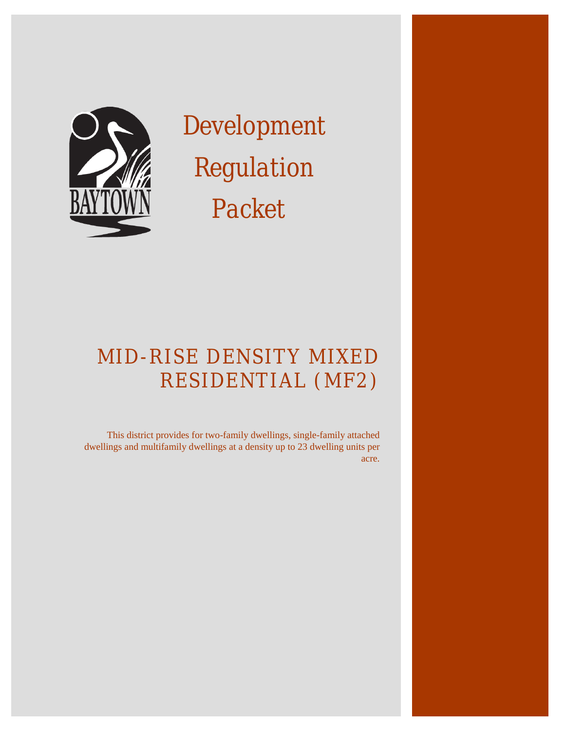BAYTOWN

# Development Regulation Packet

## MID-RISE DENSITY MIXED RESIDENTIAL (MF2)

This district provides for two-family dwellings, single-family attached dwellings and multifamily dwellings at a density up to 23 dwelling units per acre.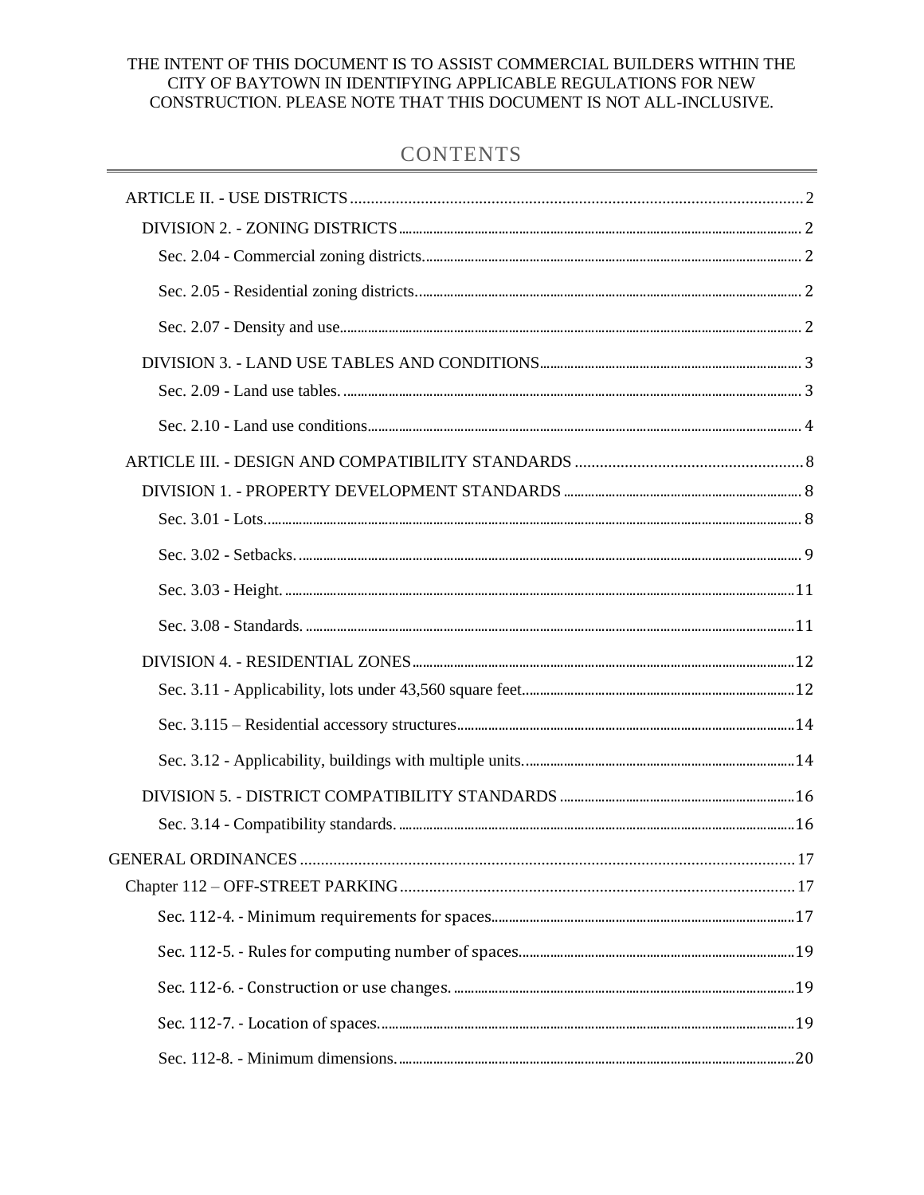THE INTENT OF THIS DOCUMENT IS TO ASSIST COMMERCIAL BUILDERS WITHIN THE CITY OF BAYTOWN IN IDENTIFYING APPLICABLE REGULATIONS FOR NEW CONSTRUCTION. PLEASE NOTE THAT THIS DOCUMENT IS NOT ALL-INCLUSIVE.

# CONTENTS

- ARTICLE II. - USE DISTRICTS ..... 2
  - DIVISION 2. - ZONING DISTRICTS ..... 2
    - Sec. 2.04 - Commercial zoning districts. ..... 2
    - Sec. 2.05 - Residential zoning districts. ..... 2
    - Sec. 2.07 - Density and use ..... 2
  - DIVISION 3. - LAND USE TABLES AND CONDITIONS ..... 3
    - Sec. 2.09 - Land use tables. ..... 3
    - Sec. 2.10 - Land use conditions ..... 4
- ARTICLE III. - DESIGN AND COMPATIBILITY STANDARDS ..... 8
  - DIVISION 1. - PROPERTY DEVELOPMENT STANDARDS ..... 8
    - Sec. 3.01 - Lots. ..... 8
    - Sec. 3.02 - Setbacks. ..... 9
    - Sec. 3.03 - Height. ..... 11
    - Sec. 3.08 - Standards. ..... 11
  - DIVISION 4. - RESIDENTIAL ZONES ..... 12
    - Sec. 3.11 - Applicability, lots under 43,560 square feet ..... 12
    - Sec. 3.115 – Residential accessory structures ..... 14
    - Sec. 3.12 - Applicability, buildings with multiple units. ..... 14
  - DIVISION 5. - DISTRICT COMPATIBILITY STANDARDS ..... 16
    - Sec. 3.14 - Compatibility standards. ..... 16
- GENERAL ORDINANCES ..... 17
  - Chapter 112 – OFF-STREET PARKING ..... 17
    - Sec. 112-4. - Minimum requirements for spaces ..... 17
    - Sec. 112-5. - Rules for computing number of spaces ..... 19
    - Sec. 112-6. - Construction or use changes. ..... 19
    - Sec. 112-7. - Location of spaces. ..... 19
    - Sec. 112-8. - Minimum dimensions. ..... 20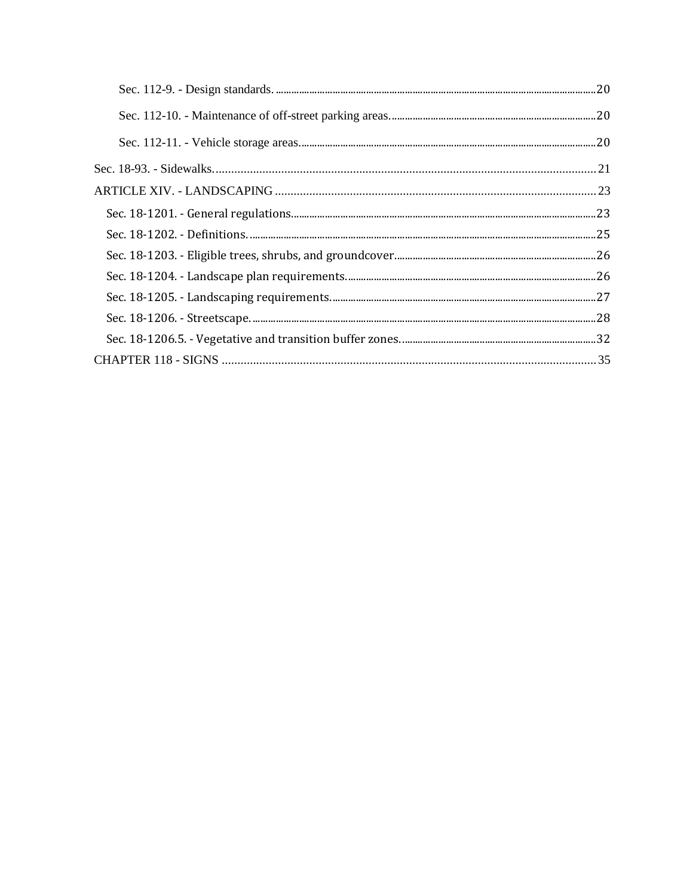Sec. 112-9. - Design standards. ........ 20

Sec. 112-10. - Maintenance of off-street parking areas. ........ 20

Sec. 112-11. - Vehicle storage areas. ........ 20

Sec. 18-93. - Sidewalks. ........ 21

ARTICLE XIV. - LANDSCAPING ........ 23

Sec. 18-1201. - General regulations. ........ 23

Sec. 18-1202. - Definitions. ........ 25

Sec. 18-1203. - Eligible trees, shrubs, and groundcover. ........ 26

Sec. 18-1204. - Landscape plan requirements. ........ 26

Sec. 18-1205. - Landscaping requirements. ........ 27

Sec. 18-1206. - Streetscape. ........ 28

Sec. 18-1206.5. - Vegetative and transition buffer zones. ........ 32

CHAPTER 118 - SIGNS ........ 35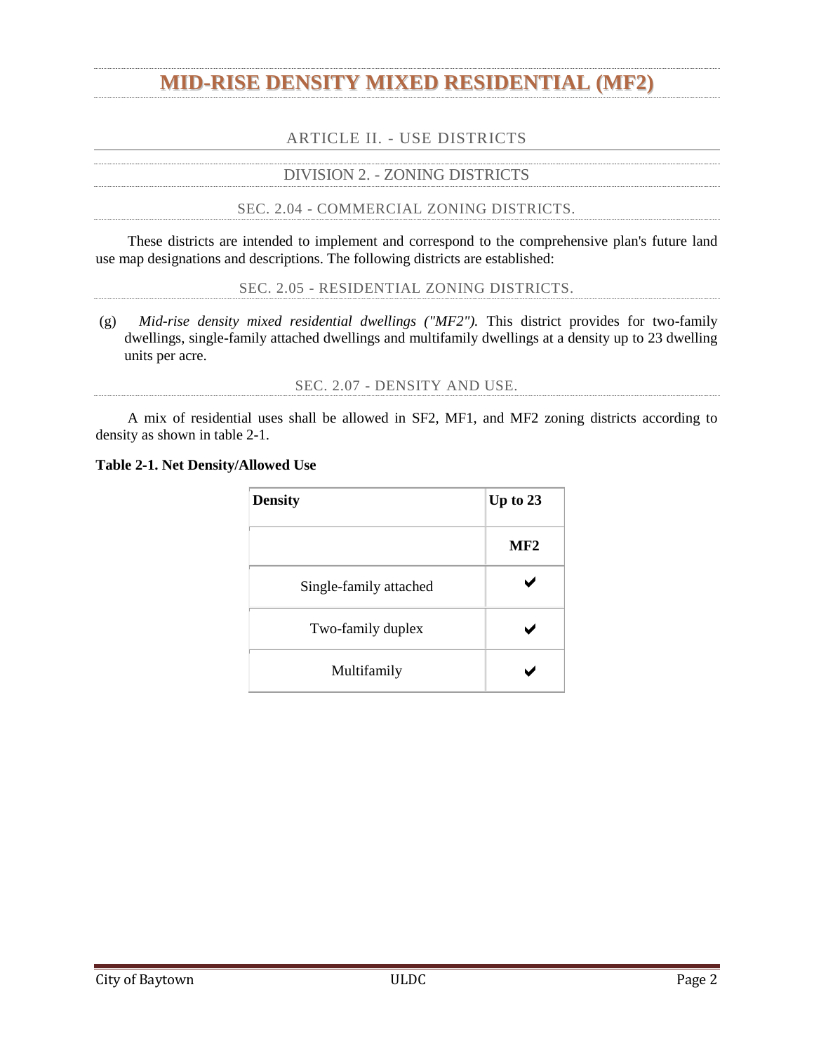# MID-RISE DENSITY MIXED RESIDENTIAL (MF2)

## ARTICLE II. - USE DISTRICTS

### DIVISION 2. - ZONING DISTRICTS

#### SEC. 2.04 - COMMERCIAL ZONING DISTRICTS.

These districts are intended to implement and correspond to the comprehensive plan's future land use map designations and descriptions. The following districts are established:

#### SEC. 2.05 - RESIDENTIAL ZONING DISTRICTS.

(g) *Mid-rise density mixed residential dwellings ("MF2").* This district provides for two-family dwellings, single-family attached dwellings and multifamily dwellings at a density up to 23 dwelling units per acre.

#### SEC. 2.07 - DENSITY AND USE.

A mix of residential uses shall be allowed in SF2, MF1, and MF2 zoning districts according to density as shown in table 2-1.

**Table 2-1. Net Density/Allowed Use**

| **Density** | **Up to 23** |
|---|---|
| | **MF2** |
| Single-family attached | ✔ |
| Two-family duplex | ✔ |
| Multifamily | ✔ |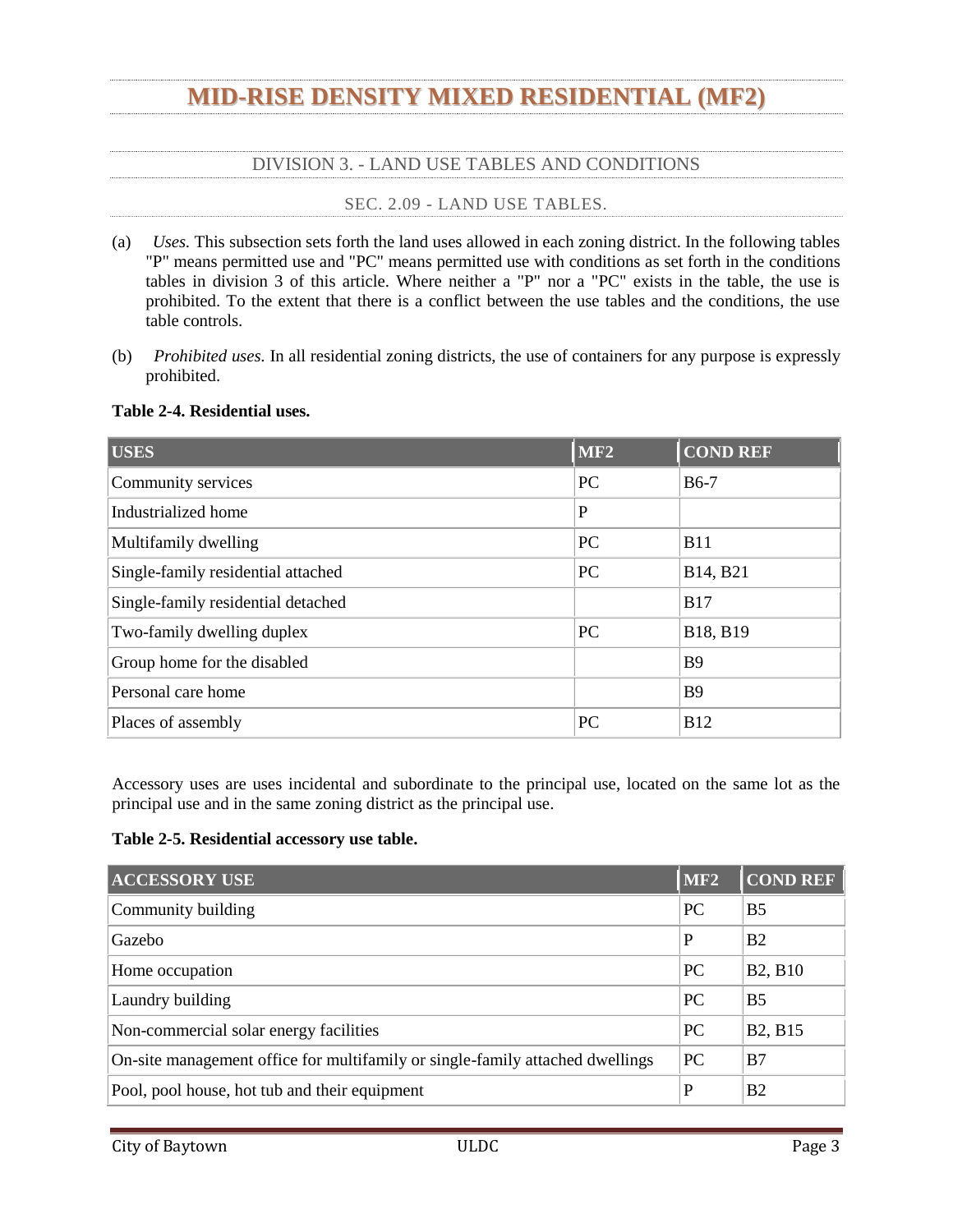# MID-RISE DENSITY MIXED RESIDENTIAL (MF2)

## DIVISION 3. - LAND USE TABLES AND CONDITIONS

### SEC. 2.09 - LAND USE TABLES.

(a) *Uses.* This subsection sets forth the land uses allowed in each zoning district. In the following tables "P" means permitted use and "PC" means permitted use with conditions as set forth in the conditions tables in division 3 of this article. Where neither a "P" nor a "PC" exists in the table, the use is prohibited. To the extent that there is a conflict between the use tables and the conditions, the use table controls.

(b) *Prohibited uses.* In all residential zoning districts, the use of containers for any purpose is expressly prohibited.

**Table 2-4. Residential uses.**

| USES | MF2 | COND REF |
|---|---|---|
| Community services | PC | B6-7 |
| Industrialized home | P | |
| Multifamily dwelling | PC | B11 |
| Single-family residential attached | PC | B14, B21 |
| Single-family residential detached | | B17 |
| Two-family dwelling duplex | PC | B18, B19 |
| Group home for the disabled | | B9 |
| Personal care home | | B9 |
| Places of assembly | PC | B12 |

Accessory uses are uses incidental and subordinate to the principal use, located on the same lot as the principal use and in the same zoning district as the principal use.

**Table 2-5. Residential accessory use table.**

| ACCESSORY USE | MF2 | COND REF |
|---|---|---|
| Community building | PC | B5 |
| Gazebo | P | B2 |
| Home occupation | PC | B2, B10 |
| Laundry building | PC | B5 |
| Non-commercial solar energy facilities | PC | B2, B15 |
| On-site management office for multifamily or single-family attached dwellings | PC | B7 |
| Pool, pool house, hot tub and their equipment | P | B2 |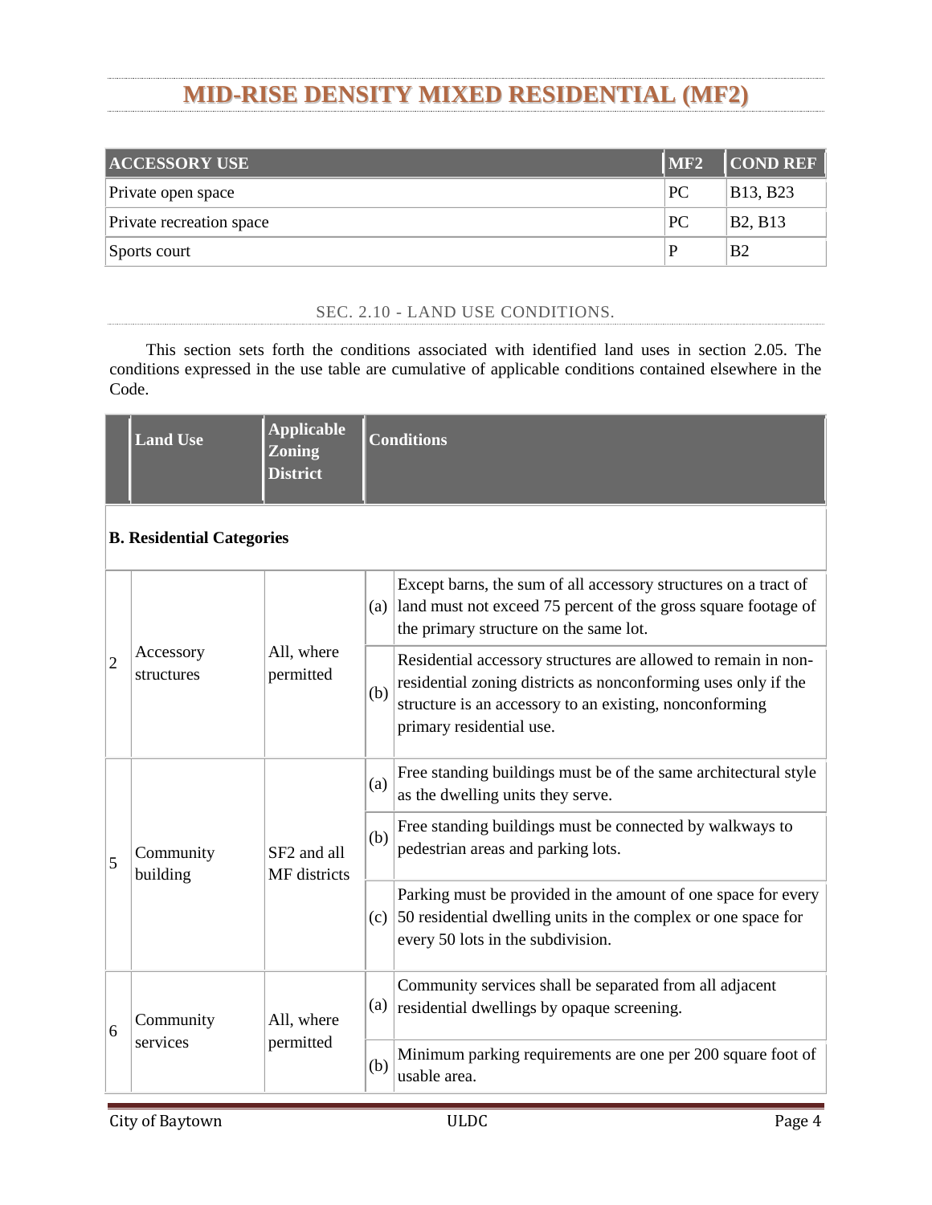# MID-RISE DENSITY MIXED RESIDENTIAL (MF2)

| ACCESSORY USE | MF2 | COND REF |
|---|---|---|
| Private open space | PC | B13, B23 |
| Private recreation space | PC | B2, B13 |
| Sports court | P | B2 |

## SEC. 2.10 - LAND USE CONDITIONS.

This section sets forth the conditions associated with identified land uses in section 2.05. The conditions expressed in the use table are cumulative of applicable conditions contained elsewhere in the Code.

| | Land Use | Applicable Zoning District | | Conditions |
|---|---|---|---|---|
| **B. Residential Categories** | | | | |
| 2 | Accessory structures | All, where permitted | (a) | Except barns, the sum of all accessory structures on a tract of land must not exceed 75 percent of the gross square footage of the primary structure on the same lot. |
| | | | (b) | Residential accessory structures are allowed to remain in non-residential zoning districts as nonconforming uses only if the structure is an accessory to an existing, nonconforming primary residential use. |
| 5 | Community building | SF2 and all MF districts | (a) | Free standing buildings must be of the same architectural style as the dwelling units they serve. |
| | | | (b) | Free standing buildings must be connected by walkways to pedestrian areas and parking lots. |
| | | | (c) | Parking must be provided in the amount of one space for every 50 residential dwelling units in the complex or one space for every 50 lots in the subdivision. |
| 6 | Community services | All, where permitted | (a) | Community services shall be separated from all adjacent residential dwellings by opaque screening. |
| | | | (b) | Minimum parking requirements are one per 200 square foot of usable area. |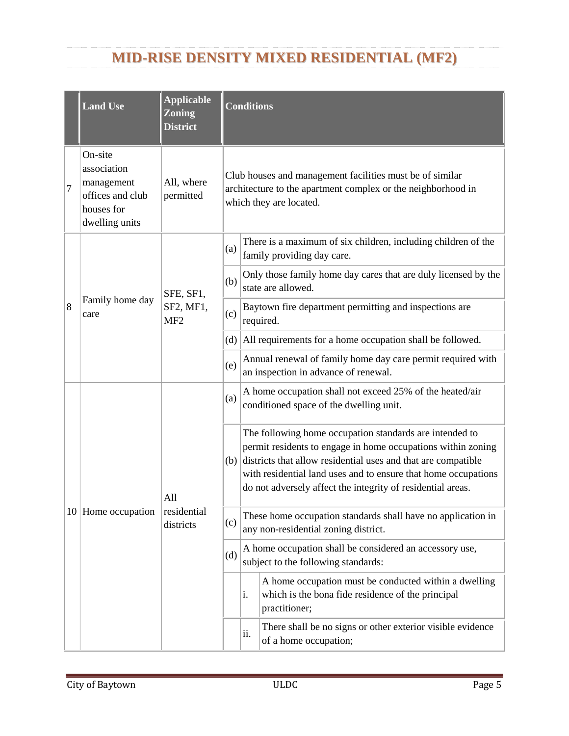# MID-RISE DENSITY MIXED RESIDENTIAL (MF2)

| | Land Use | Applicable Zoning District | Conditions | | |
|---|---|---|---|---|---|
| 7 | On-site association management offices and club houses for dwelling units | All, where permitted | Club houses and management facilities must be of similar architecture to the apartment complex or the neighborhood in which they are located. | | |
| 8 | Family home day care | SFE, SF1, SF2, MF1, MF2 | (a) | There is a maximum of six children, including children of the family providing day care. | |
| | | | (b) | Only those family home day cares that are duly licensed by the state are allowed. | |
| | | | (c) | Baytown fire department permitting and inspections are required. | |
| | | | (d) | All requirements for a home occupation shall be followed. | |
| | | | (e) | Annual renewal of family home day care permit required with an inspection in advance of renewal. | |
| 10 | Home occupation | All residential districts | (a) | A home occupation shall not exceed 25% of the heated/air conditioned space of the dwelling unit. | |
| | | | (b) | The following home occupation standards are intended to permit residents to engage in home occupations within zoning districts that allow residential uses and that are compatible with residential land uses and to ensure that home occupations do not adversely affect the integrity of residential areas. | |
| | | | (c) | These home occupation standards shall have no application in any non-residential zoning district. | |
| | | | (d) | A home occupation shall be considered an accessory use, subject to the following standards: | |
| | | | | i. | A home occupation must be conducted within a dwelling which is the bona fide residence of the principal practitioner; |
| | | | | ii. | There shall be no signs or other exterior visible evidence of a home occupation; |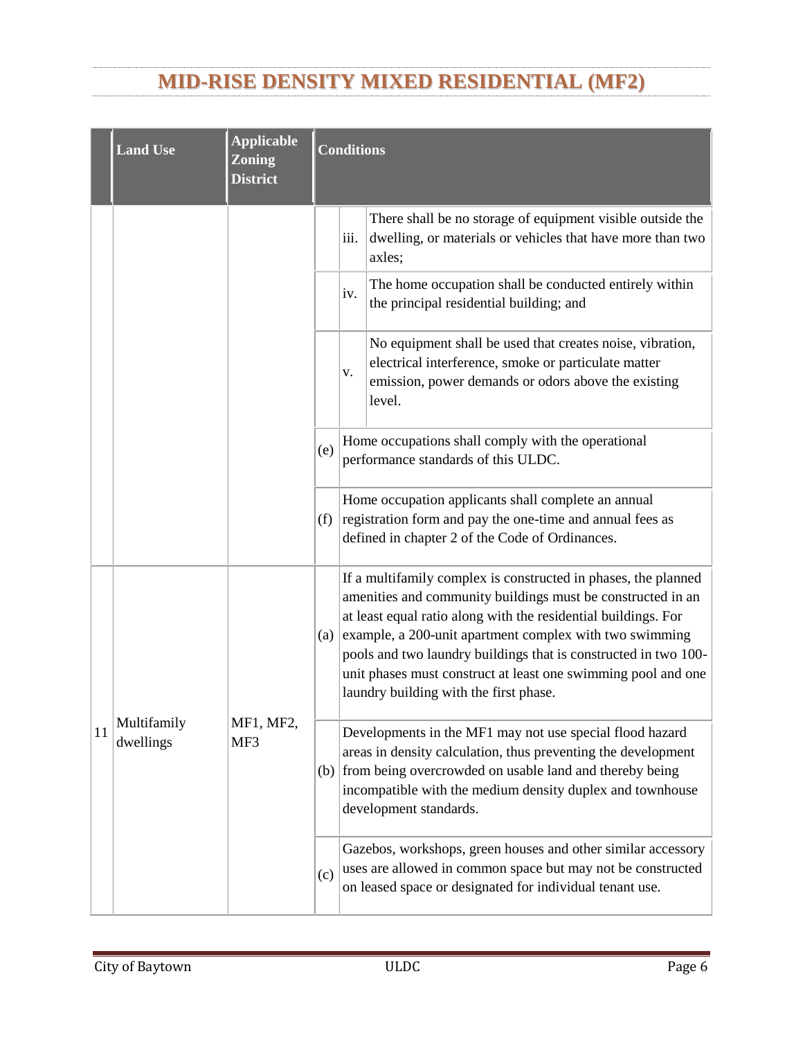# MID-RISE DENSITY MIXED RESIDENTIAL (MF2)

| | Land Use | Applicable Zoning District | Conditions | | |
|---|---|---|---|---|---|
| | | | | iii. | There shall be no storage of equipment visible outside the dwelling, or materials or vehicles that have more than two axles; |
| | | | | iv. | The home occupation shall be conducted entirely within the principal residential building; and |
| | | | | v. | No equipment shall be used that creates noise, vibration, electrical interference, smoke or particulate matter emission, power demands or odors above the existing level. |
| | | | (e) | Home occupations shall comply with the operational performance standards of this ULDC. | |
| | | | (f) | Home occupation applicants shall complete an annual registration form and pay the one-time and annual fees as defined in chapter 2 of the Code of Ordinances. | |
| 11 | Multifamily dwellings | MF1, MF2, MF3 | (a) | If a multifamily complex is constructed in phases, the planned amenities and community buildings must be constructed in an at least equal ratio along with the residential buildings. For example, a 200-unit apartment complex with two swimming pools and two laundry buildings that is constructed in two 100-unit phases must construct at least one swimming pool and one laundry building with the first phase. | |
| | | | (b) | Developments in the MF1 may not use special flood hazard areas in density calculation, thus preventing the development from being overcrowded on usable land and thereby being incompatible with the medium density duplex and townhouse development standards. | |
| | | | (c) | Gazebos, workshops, green houses and other similar accessory uses are allowed in common space but may not be constructed on leased space or designated for individual tenant use. | |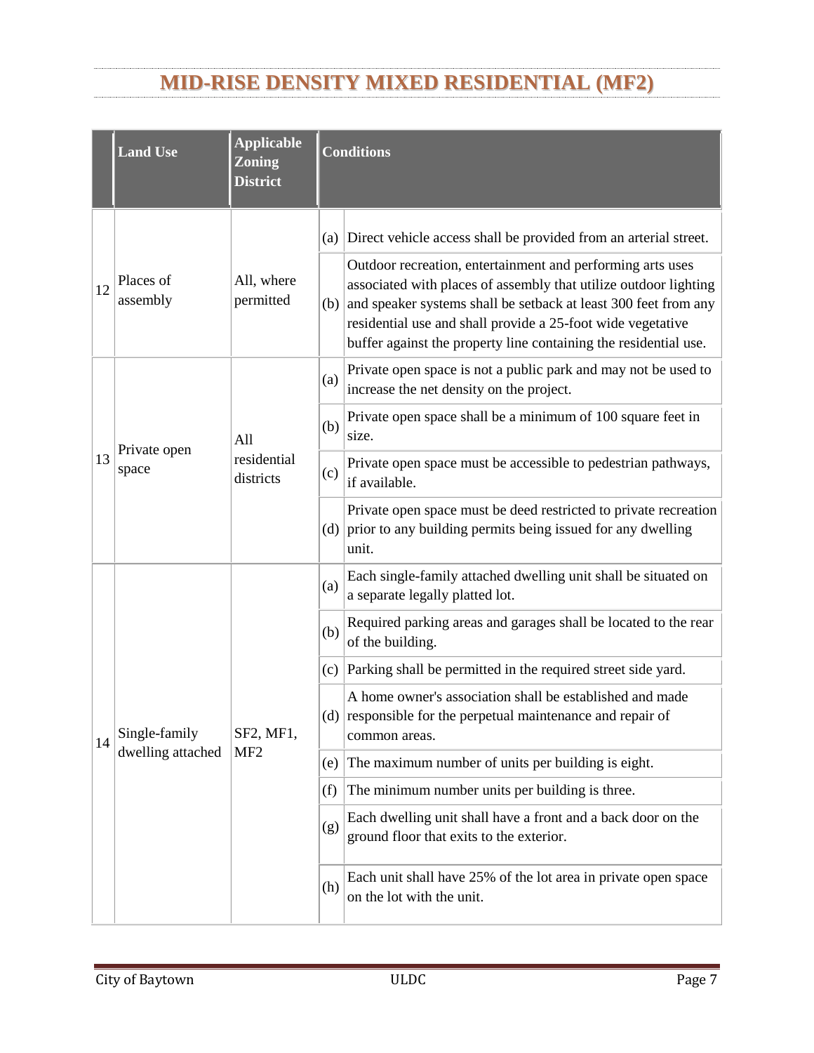# MID-RISE DENSITY MIXED RESIDENTIAL (MF2)

| | Land Use | Applicable Zoning District | Conditions | |
|---|---|---|---|---|
| 12 | Places of assembly | All, where permitted | (a) | Direct vehicle access shall be provided from an arterial street. |
| | | | (b) | Outdoor recreation, entertainment and performing arts uses associated with places of assembly that utilize outdoor lighting and speaker systems shall be setback at least 300 feet from any residential use and shall provide a 25-foot wide vegetative buffer against the property line containing the residential use. |
| 13 | Private open space | All residential districts | (a) | Private open space is not a public park and may not be used to increase the net density on the project. |
| | | | (b) | Private open space shall be a minimum of 100 square feet in size. |
| | | | (c) | Private open space must be accessible to pedestrian pathways, if available. |
| | | | (d) | Private open space must be deed restricted to private recreation prior to any building permits being issued for any dwelling unit. |
| 14 | Single-family dwelling attached | SF2, MF1, MF2 | (a) | Each single-family attached dwelling unit shall be situated on a separate legally platted lot. |
| | | | (b) | Required parking areas and garages shall be located to the rear of the building. |
| | | | (c) | Parking shall be permitted in the required street side yard. |
| | | | (d) | A home owner's association shall be established and made responsible for the perpetual maintenance and repair of common areas. |
| | | | (e) | The maximum number of units per building is eight. |
| | | | (f) | The minimum number units per building is three. |
| | | | (g) | Each dwelling unit shall have a front and a back door on the ground floor that exits to the exterior. |
| | | | (h) | Each unit shall have 25% of the lot area in private open space on the lot with the unit. |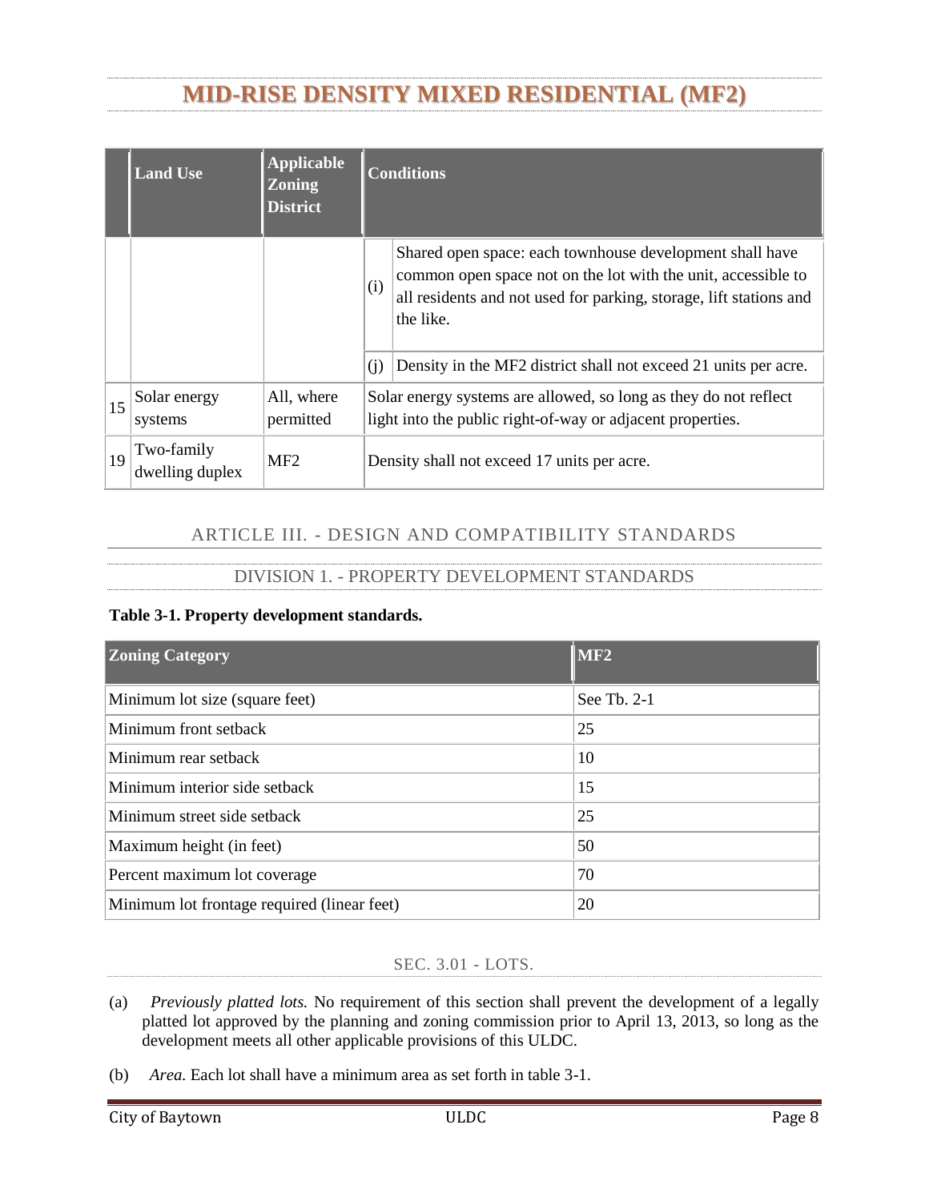# MID-RISE DENSITY MIXED RESIDENTIAL (MF2)

| | Land Use | Applicable Zoning District | Conditions | |
|---|---|---|---|---|
| | | | (i) | Shared open space: each townhouse development shall have common open space not on the lot with the unit, accessible to all residents and not used for parking, storage, lift stations and the like. |
| | | | (j) | Density in the MF2 district shall not exceed 21 units per acre. |
| 15 | Solar energy systems | All, where permitted | Solar energy systems are allowed, so long as they do not reflect light into the public right-of-way or adjacent properties. | |
| 19 | Two-family dwelling duplex | MF2 | Density shall not exceed 17 units per acre. | |

## ARTICLE III. - DESIGN AND COMPATIBILITY STANDARDS

### DIVISION 1. - PROPERTY DEVELOPMENT STANDARDS

**Table 3-1. Property development standards.**

| Zoning Category | MF2 |
|---|---|
| Minimum lot size (square feet) | See Tb. 2-1 |
| Minimum front setback | 25 |
| Minimum rear setback | 10 |
| Minimum interior side setback | 15 |
| Minimum street side setback | 25 |
| Maximum height (in feet) | 50 |
| Percent maximum lot coverage | 70 |
| Minimum lot frontage required (linear feet) | 20 |

#### SEC. 3.01 - LOTS.

(a) *Previously platted lots.* No requirement of this section shall prevent the development of a legally platted lot approved by the planning and zoning commission prior to April 13, 2013, so long as the development meets all other applicable provisions of this ULDC.

(b) *Area.* Each lot shall have a minimum area as set forth in table 3-1.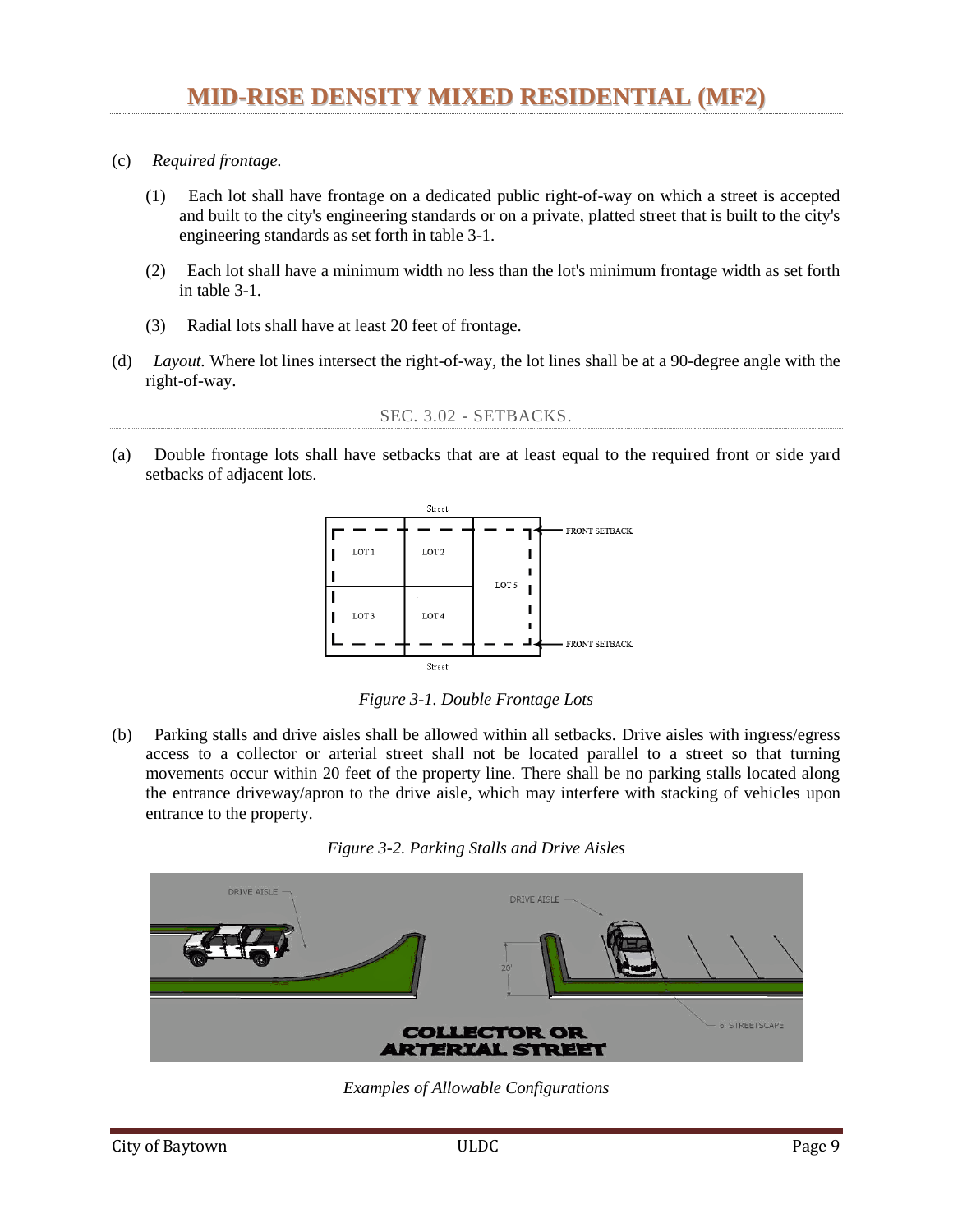# MID-RISE DENSITY MIXED RESIDENTIAL (MF2)

(c) *Required frontage.*

(1) Each lot shall have frontage on a dedicated public right-of-way on which a street is accepted and built to the city's engineering standards or on a private, platted street that is built to the city's engineering standards as set forth in table 3-1.

(2) Each lot shall have a minimum width no less than the lot's minimum frontage width as set forth in table 3-1.

(3) Radial lots shall have at least 20 feet of frontage.

(d) *Layout.* Where lot lines intersect the right-of-way, the lot lines shall be at a 90-degree angle with the right-of-way.

## SEC. 3.02 - SETBACKS.

(a) Double frontage lots shall have setbacks that are at least equal to the required front or side yard setbacks of adjacent lots.

*Figure 3-1. Double Frontage Lots*

(b) Parking stalls and drive aisles shall be allowed within all setbacks. Drive aisles with ingress/egress access to a collector or arterial street shall not be located parallel to a street so that turning movements occur within 20 feet of the property line. There shall be no parking stalls located along the entrance driveway/apron to the drive aisle, which may interfere with stacking of vehicles upon entrance to the property.

*Figure 3-2. Parking Stalls and Drive Aisles*

*Examples of Allowable Configurations*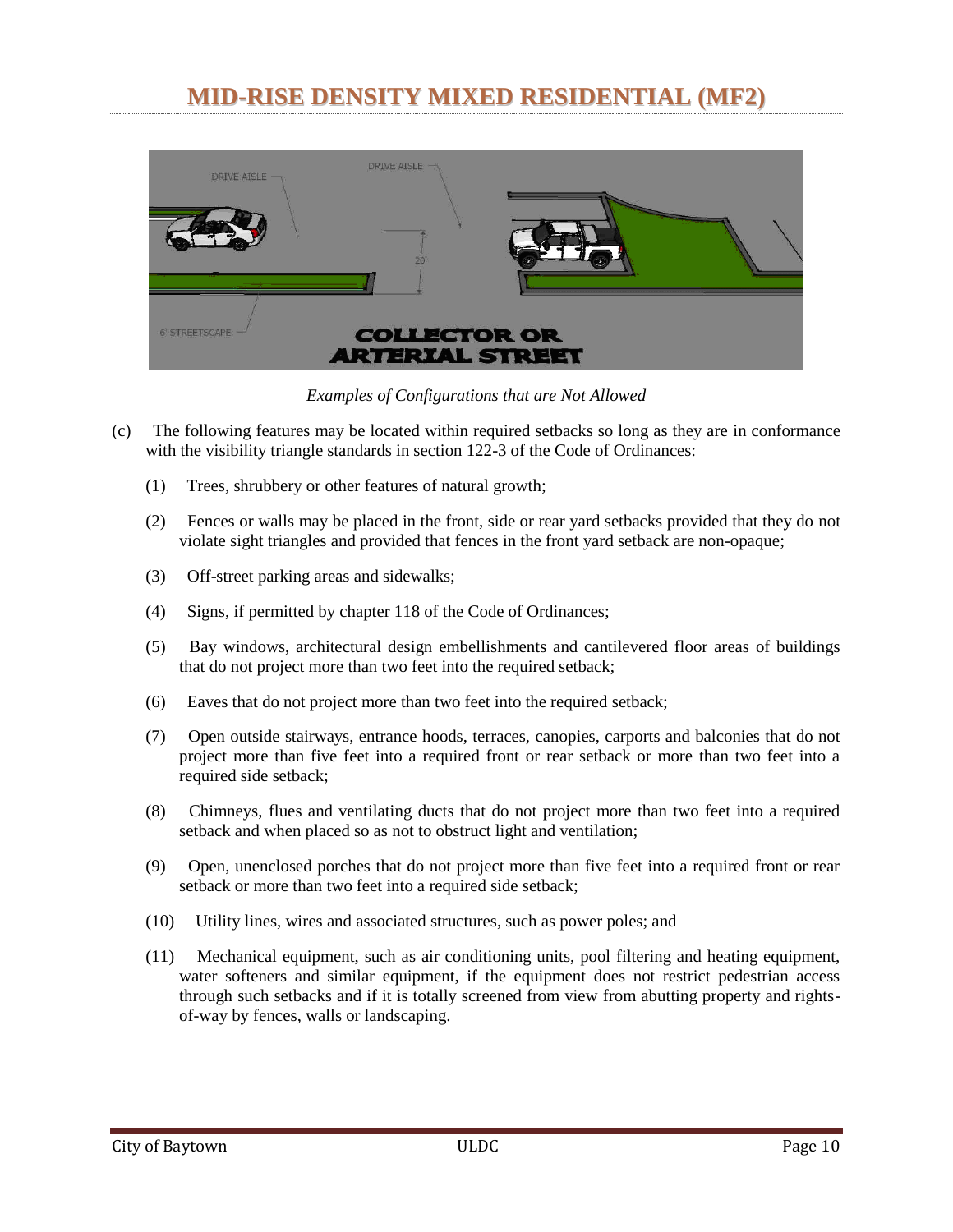# MID-RISE DENSITY MIXED RESIDENTIAL (MF2)

*Examples of Configurations that are Not Allowed*

(c) The following features may be located within required setbacks so long as they are in conformance with the visibility triangle standards in section 122-3 of the Code of Ordinances:

(1) Trees, shrubbery or other features of natural growth;

(2) Fences or walls may be placed in the front, side or rear yard setbacks provided that they do not violate sight triangles and provided that fences in the front yard setback are non-opaque;

(3) Off-street parking areas and sidewalks;

(4) Signs, if permitted by chapter 118 of the Code of Ordinances;

(5) Bay windows, architectural design embellishments and cantilevered floor areas of buildings that do not project more than two feet into the required setback;

(6) Eaves that do not project more than two feet into the required setback;

(7) Open outside stairways, entrance hoods, terraces, canopies, carports and balconies that do not project more than five feet into a required front or rear setback or more than two feet into a required side setback;

(8) Chimneys, flues and ventilating ducts that do not project more than two feet into a required setback and when placed so as not to obstruct light and ventilation;

(9) Open, unenclosed porches that do not project more than five feet into a required front or rear setback or more than two feet into a required side setback;

(10) Utility lines, wires and associated structures, such as power poles; and

(11) Mechanical equipment, such as air conditioning units, pool filtering and heating equipment, water softeners and similar equipment, if the equipment does not restrict pedestrian access through such setbacks and if it is totally screened from view from abutting property and rights-of-way by fences, walls or landscaping.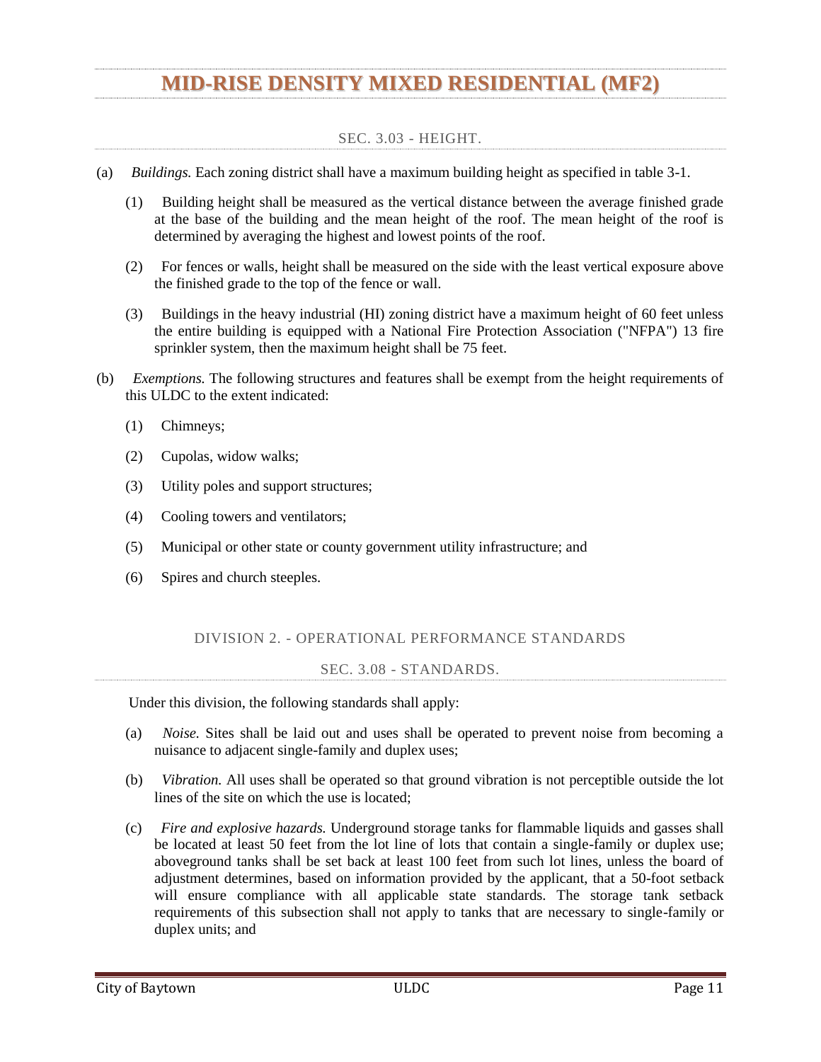# MID-RISE DENSITY MIXED RESIDENTIAL (MF2)

## SEC. 3.03 - HEIGHT.

(a) *Buildings.* Each zoning district shall have a maximum building height as specified in table 3-1.

(1) Building height shall be measured as the vertical distance between the average finished grade at the base of the building and the mean height of the roof. The mean height of the roof is determined by averaging the highest and lowest points of the roof.

(2) For fences or walls, height shall be measured on the side with the least vertical exposure above the finished grade to the top of the fence or wall.

(3) Buildings in the heavy industrial (HI) zoning district have a maximum height of 60 feet unless the entire building is equipped with a National Fire Protection Association ("NFPA") 13 fire sprinkler system, then the maximum height shall be 75 feet.

(b) *Exemptions.* The following structures and features shall be exempt from the height requirements of this ULDC to the extent indicated:

(1) Chimneys;

(2) Cupolas, widow walks;

(3) Utility poles and support structures;

(4) Cooling towers and ventilators;

(5) Municipal or other state or county government utility infrastructure; and

(6) Spires and church steeples.

## DIVISION 2. - OPERATIONAL PERFORMANCE STANDARDS

## SEC. 3.08 - STANDARDS.

Under this division, the following standards shall apply:

(a) *Noise.* Sites shall be laid out and uses shall be operated to prevent noise from becoming a nuisance to adjacent single-family and duplex uses;

(b) *Vibration.* All uses shall be operated so that ground vibration is not perceptible outside the lot lines of the site on which the use is located;

(c) *Fire and explosive hazards.* Underground storage tanks for flammable liquids and gasses shall be located at least 50 feet from the lot line of lots that contain a single-family or duplex use; aboveground tanks shall be set back at least 100 feet from such lot lines, unless the board of adjustment determines, based on information provided by the applicant, that a 50-foot setback will ensure compliance with all applicable state standards. The storage tank setback requirements of this subsection shall not apply to tanks that are necessary to single-family or duplex units; and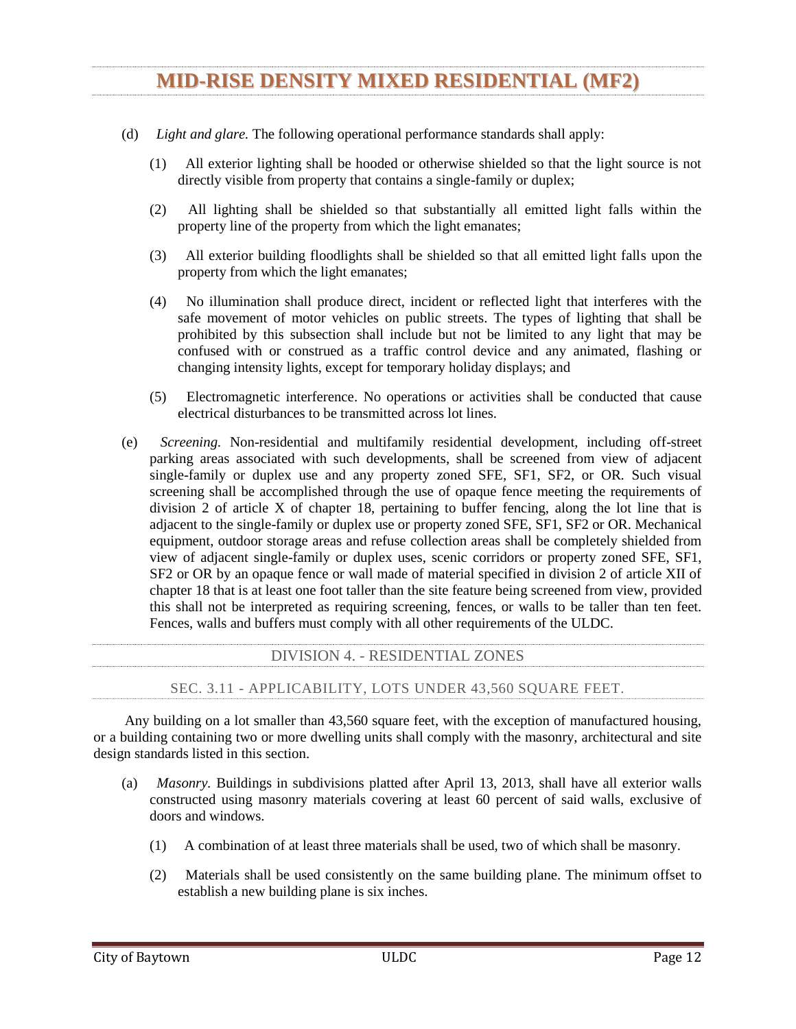(d) *Light and glare.* The following operational performance standards shall apply:

  (1) All exterior lighting shall be hooded or otherwise shielded so that the light source is not directly visible from property that contains a single-family or duplex;

  (2) All lighting shall be shielded so that substantially all emitted light falls within the property line of the property from which the light emanates;

  (3) All exterior building floodlights shall be shielded so that all emitted light falls upon the property from which the light emanates;

  (4) No illumination shall produce direct, incident or reflected light that interferes with the safe movement of motor vehicles on public streets. The types of lighting that shall be prohibited by this subsection shall include but not be limited to any light that may be confused with or construed as a traffic control device and any animated, flashing or changing intensity lights, except for temporary holiday displays; and

  (5) Electromagnetic interference. No operations or activities shall be conducted that cause electrical disturbances to be transmitted across lot lines.

(e) *Screening.* Non-residential and multifamily residential development, including off-street parking areas associated with such developments, shall be screened from view of adjacent single-family or duplex use and any property zoned SFE, SF1, SF2, or OR. Such visual screening shall be accomplished through the use of opaque fence meeting the requirements of division 2 of article X of chapter 18, pertaining to buffer fencing, along the lot line that is adjacent to the single-family or duplex use or property zoned SFE, SF1, SF2 or OR. Mechanical equipment, outdoor storage areas and refuse collection areas shall be completely shielded from view of adjacent single-family or duplex uses, scenic corridors or property zoned SFE, SF1, SF2 or OR by an opaque fence or wall made of material specified in division 2 of article XII of chapter 18 that is at least one foot taller than the site feature being screened from view, provided this shall not be interpreted as requiring screening, fences, or walls to be taller than ten feet. Fences, walls and buffers must comply with all other requirements of the ULDC.

## DIVISION 4. - RESIDENTIAL ZONES

### SEC. 3.11 - APPLICABILITY, LOTS UNDER 43,560 SQUARE FEET.

Any building on a lot smaller than 43,560 square feet, with the exception of manufactured housing, or a building containing two or more dwelling units shall comply with the masonry, architectural and site design standards listed in this section.

(a) *Masonry*. Buildings in subdivisions platted after April 13, 2013, shall have all exterior walls constructed using masonry materials covering at least 60 percent of said walls, exclusive of doors and windows.

  (1) A combination of at least three materials shall be used, two of which shall be masonry.

  (2) Materials shall be used consistently on the same building plane. The minimum offset to establish a new building plane is six inches.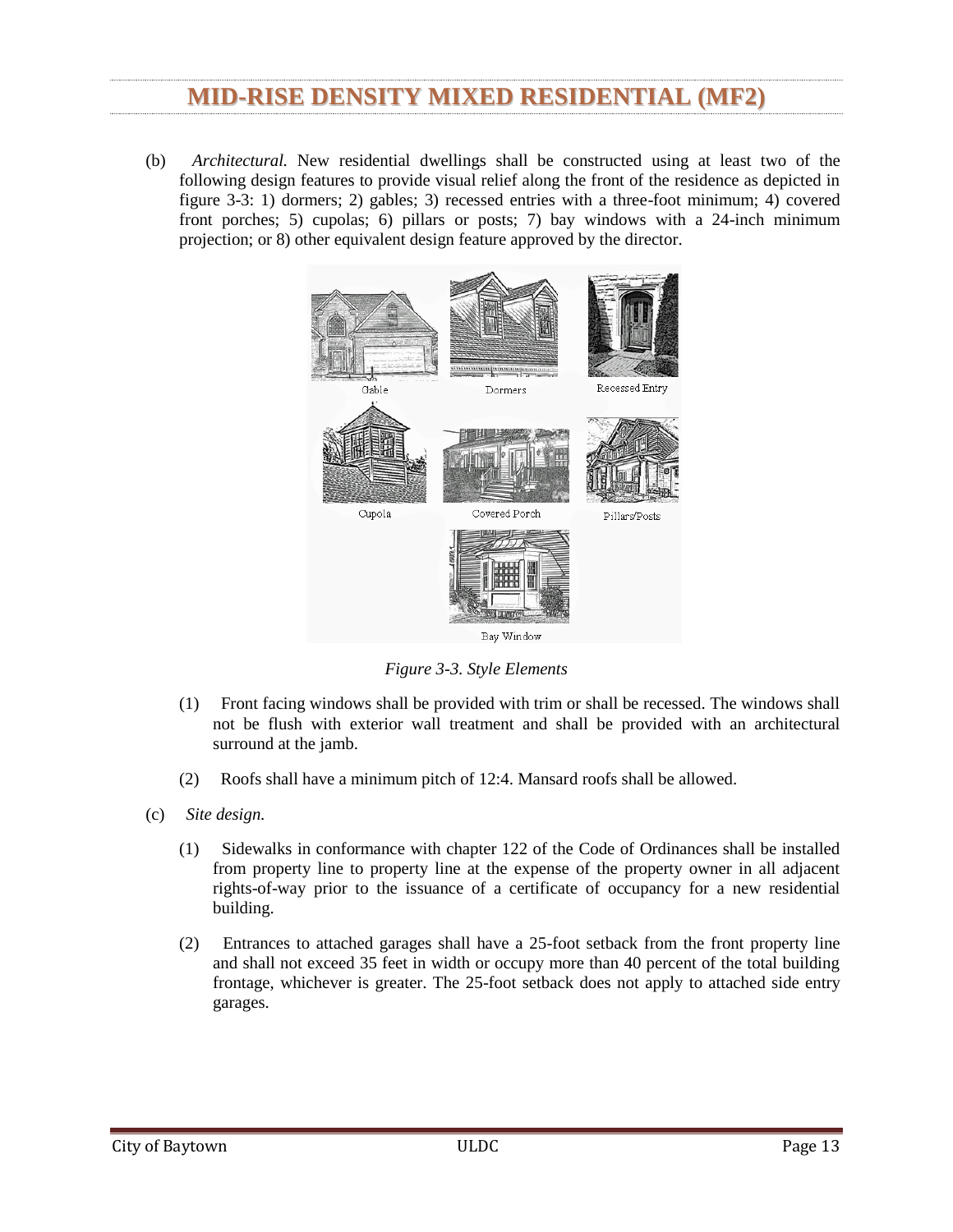# MID-RISE DENSITY MIXED RESIDENTIAL (MF2)

(b) *Architectural.* New residential dwellings shall be constructed using at least two of the following design features to provide visual relief along the front of the residence as depicted in figure 3-3: 1) dormers; 2) gables; 3) recessed entries with a three-foot minimum; 4) covered front porches; 5) cupolas; 6) pillars or posts; 7) bay windows with a 24-inch minimum projection; or 8) other equivalent design feature approved by the director.

Gable

Dormers

Recessed Entry

Cupola

Covered Porch

Pillars/Posts

Bay Window

*Figure 3-3. Style Elements*

(1) Front facing windows shall be provided with trim or shall be recessed. The windows shall not be flush with exterior wall treatment and shall be provided with an architectural surround at the jamb.

(2) Roofs shall have a minimum pitch of 12:4. Mansard roofs shall be allowed.

(c) *Site design.*

(1) Sidewalks in conformance with chapter 122 of the Code of Ordinances shall be installed from property line to property line at the expense of the property owner in all adjacent rights-of-way prior to the issuance of a certificate of occupancy for a new residential building.

(2) Entrances to attached garages shall have a 25-foot setback from the front property line and shall not exceed 35 feet in width or occupy more than 40 percent of the total building frontage, whichever is greater. The 25-foot setback does not apply to attached side entry garages.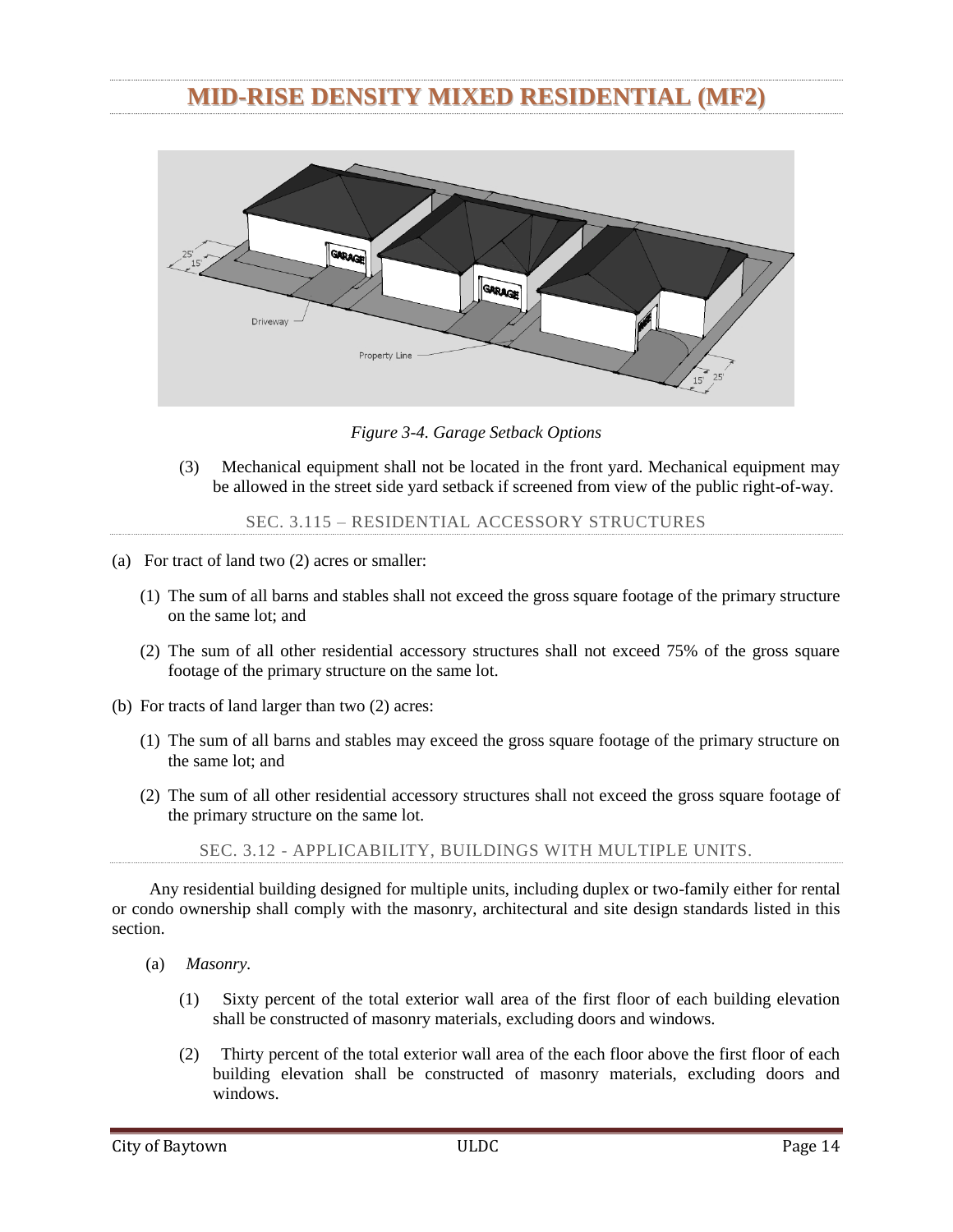# MID-RISE DENSITY MIXED RESIDENTIAL (MF2)

*Figure 3-4. Garage Setback Options*

(3) Mechanical equipment shall not be located in the front yard. Mechanical equipment may be allowed in the street side yard setback if screened from view of the public right-of-way.

### SEC. 3.115 – RESIDENTIAL ACCESSORY STRUCTURES

(a) For tract of land two (2) acres or smaller:

(1) The sum of all barns and stables shall not exceed the gross square footage of the primary structure on the same lot; and

(2) The sum of all other residential accessory structures shall not exceed 75% of the gross square footage of the primary structure on the same lot.

(b) For tracts of land larger than two (2) acres:

(1) The sum of all barns and stables may exceed the gross square footage of the primary structure on the same lot; and

(2) The sum of all other residential accessory structures shall not exceed the gross square footage of the primary structure on the same lot.

### SEC. 3.12 - APPLICABILITY, BUILDINGS WITH MULTIPLE UNITS.

Any residential building designed for multiple units, including duplex or two-family either for rental or condo ownership shall comply with the masonry, architectural and site design standards listed in this section.

(a) *Masonry.*

(1) Sixty percent of the total exterior wall area of the first floor of each building elevation shall be constructed of masonry materials, excluding doors and windows.

(2) Thirty percent of the total exterior wall area of the each floor above the first floor of each building elevation shall be constructed of masonry materials, excluding doors and windows.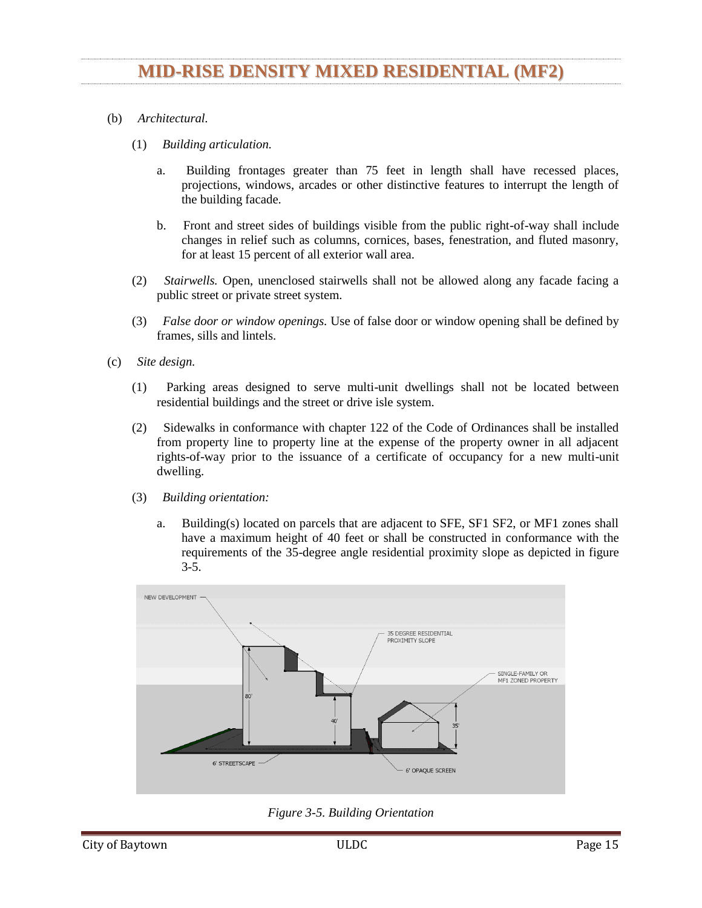# MID-RISE DENSITY MIXED RESIDENTIAL (MF2)

(b) *Architectural.*

(1) *Building articulation.*

a. Building frontages greater than 75 feet in length shall have recessed places, projections, windows, arcades or other distinctive features to interrupt the length of the building facade.

b. Front and street sides of buildings visible from the public right-of-way shall include changes in relief such as columns, cornices, bases, fenestration, and fluted masonry, for at least 15 percent of all exterior wall area.

(2) *Stairwells.* Open, unenclosed stairwells shall not be allowed along any facade facing a public street or private street system.

(3) *False door or window openings.* Use of false door or window opening shall be defined by frames, sills and lintels.

(c) *Site design.*

(1) Parking areas designed to serve multi-unit dwellings shall not be located between residential buildings and the street or drive isle system.

(2) Sidewalks in conformance with chapter 122 of the Code of Ordinances shall be installed from property line to property line at the expense of the property owner in all adjacent rights-of-way prior to the issuance of a certificate of occupancy for a new multi-unit dwelling.

(3) *Building orientation:*

a. Building(s) located on parcels that are adjacent to SFE, SF1 SF2, or MF1 zones shall have a maximum height of 40 feet or shall be constructed in conformance with the requirements of the 35-degree angle residential proximity slope as depicted in figure 3-5.

*Figure 3-5. Building Orientation*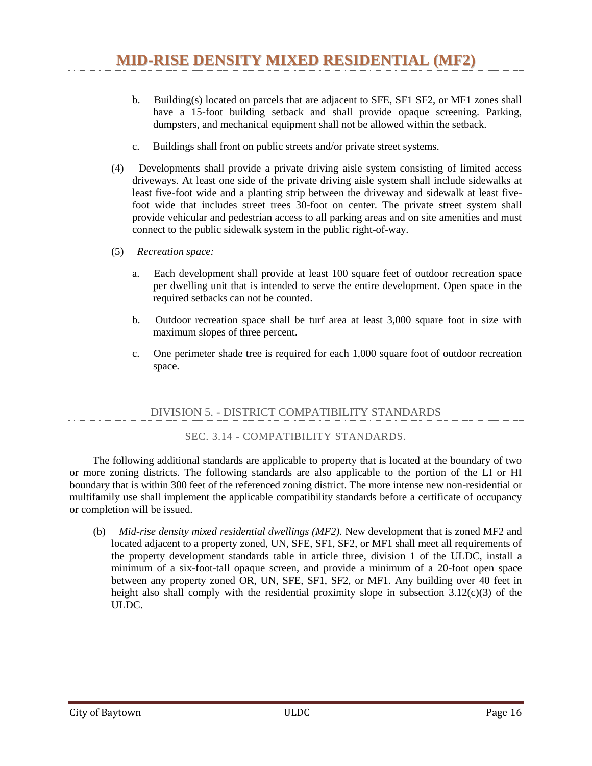b. Building(s) located on parcels that are adjacent to SFE, SF1 SF2, or MF1 zones shall have a 15-foot building setback and shall provide opaque screening. Parking, dumpsters, and mechanical equipment shall not be allowed within the setback.

c. Buildings shall front on public streets and/or private street systems.

(4) Developments shall provide a private driving aisle system consisting of limited access driveways. At least one side of the private driving aisle system shall include sidewalks at least five-foot wide and a planting strip between the driveway and sidewalk at least five-foot wide that includes street trees 30-foot on center. The private street system shall provide vehicular and pedestrian access to all parking areas and on site amenities and must connect to the public sidewalk system in the public right-of-way.

(5) *Recreation space:*

a. Each development shall provide at least 100 square feet of outdoor recreation space per dwelling unit that is intended to serve the entire development. Open space in the required setbacks can not be counted.

b. Outdoor recreation space shall be turf area at least 3,000 square foot in size with maximum slopes of three percent.

c. One perimeter shade tree is required for each 1,000 square foot of outdoor recreation space.

## DIVISION 5. - DISTRICT COMPATIBILITY STANDARDS

### SEC. 3.14 - COMPATIBILITY STANDARDS.

The following additional standards are applicable to property that is located at the boundary of two or more zoning districts. The following standards are also applicable to the portion of the LI or HI boundary that is within 300 feet of the referenced zoning district. The more intense new non-residential or multifamily use shall implement the applicable compatibility standards before a certificate of occupancy or completion will be issued.

(b) *Mid-rise density mixed residential dwellings (MF2).* New development that is zoned MF2 and located adjacent to a property zoned, UN, SFE, SF1, SF2, or MF1 shall meet all requirements of the property development standards table in article three, division 1 of the ULDC, install a minimum of a six-foot-tall opaque screen, and provide a minimum of a 20-foot open space between any property zoned OR, UN, SFE, SF1, SF2, or MF1. Any building over 40 feet in height also shall comply with the residential proximity slope in subsection 3.12(c)(3) of the ULDC.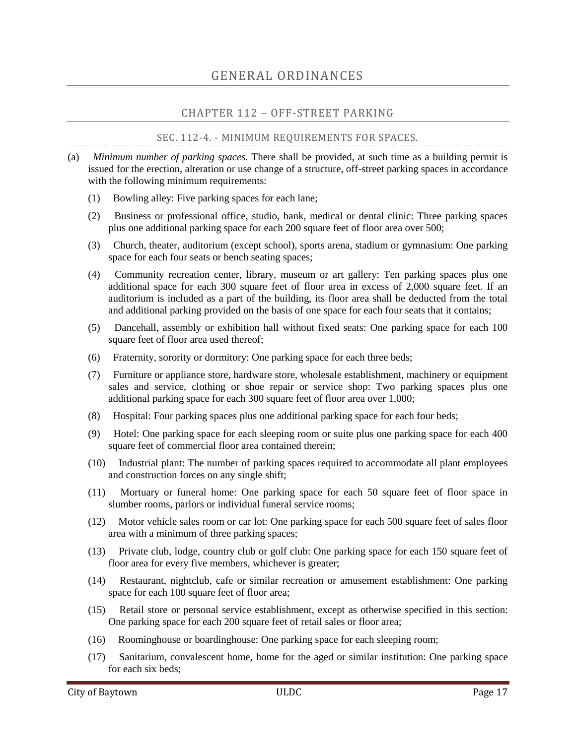# GENERAL ORDINANCES

## CHAPTER 112 – OFF-STREET PARKING

### SEC. 112-4. - MINIMUM REQUIREMENTS FOR SPACES.

(a) *Minimum number of parking spaces.* There shall be provided, at such time as a building permit is issued for the erection, alteration or use change of a structure, off-street parking spaces in accordance with the following minimum requirements:

(1) Bowling alley: Five parking spaces for each lane;

(2) Business or professional office, studio, bank, medical or dental clinic: Three parking spaces plus one additional parking space for each 200 square feet of floor area over 500;

(3) Church, theater, auditorium (except school), sports arena, stadium or gymnasium: One parking space for each four seats or bench seating spaces;

(4) Community recreation center, library, museum or art gallery: Ten parking spaces plus one additional space for each 300 square feet of floor area in excess of 2,000 square feet. If an auditorium is included as a part of the building, its floor area shall be deducted from the total and additional parking provided on the basis of one space for each four seats that it contains;

(5) Dancehall, assembly or exhibition hall without fixed seats: One parking space for each 100 square feet of floor area used thereof;

(6) Fraternity, sorority or dormitory: One parking space for each three beds;

(7) Furniture or appliance store, hardware store, wholesale establishment, machinery or equipment sales and service, clothing or shoe repair or service shop: Two parking spaces plus one additional parking space for each 300 square feet of floor area over 1,000;

(8) Hospital: Four parking spaces plus one additional parking space for each four beds;

(9) Hotel: One parking space for each sleeping room or suite plus one parking space for each 400 square feet of commercial floor area contained therein;

(10) Industrial plant: The number of parking spaces required to accommodate all plant employees and construction forces on any single shift;

(11) Mortuary or funeral home: One parking space for each 50 square feet of floor space in slumber rooms, parlors or individual funeral service rooms;

(12) Motor vehicle sales room or car lot: One parking space for each 500 square feet of sales floor area with a minimum of three parking spaces;

(13) Private club, lodge, country club or golf club: One parking space for each 150 square feet of floor area for every five members, whichever is greater;

(14) Restaurant, nightclub, cafe or similar recreation or amusement establishment: One parking space for each 100 square feet of floor area;

(15) Retail store or personal service establishment, except as otherwise specified in this section: One parking space for each 200 square feet of retail sales or floor area;

(16) Roominghouse or boardinghouse: One parking space for each sleeping room;

(17) Sanitarium, convalescent home, home for the aged or similar institution: One parking space for each six beds;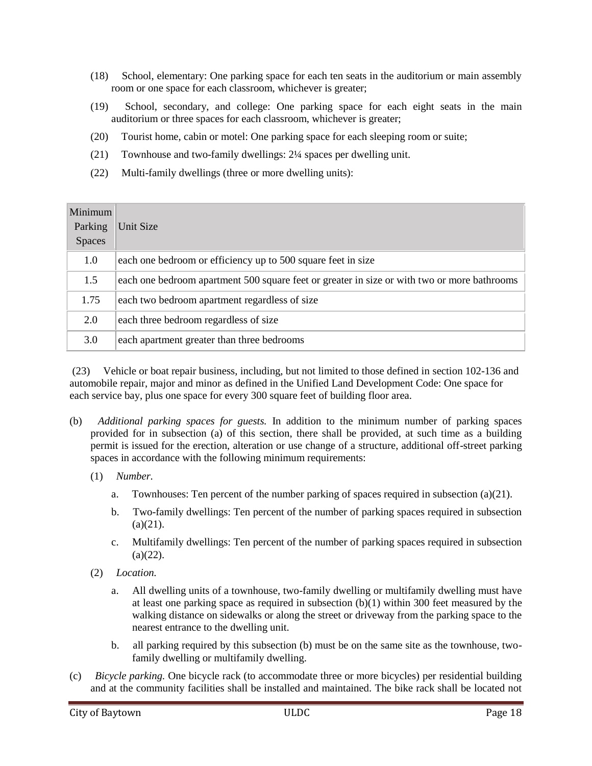(18) School, elementary: One parking space for each ten seats in the auditorium or main assembly room or one space for each classroom, whichever is greater;

(19) School, secondary, and college: One parking space for each eight seats in the main auditorium or three spaces for each classroom, whichever is greater;

(20) Tourist home, cabin or motel: One parking space for each sleeping room or suite;

(21) Townhouse and two-family dwellings: 2¼ spaces per dwelling unit.

(22) Multi-family dwellings (three or more dwelling units):

| Minimum Parking Spaces | Unit Size |
|---|---|
| 1.0 | each one bedroom or efficiency up to 500 square feet in size |
| 1.5 | each one bedroom apartment 500 square feet or greater in size or with two or more bathrooms |
| 1.75 | each two bedroom apartment regardless of size |
| 2.0 | each three bedroom regardless of size |
| 3.0 | each apartment greater than three bedrooms |

(23) Vehicle or boat repair business, including, but not limited to those defined in section 102-136 and automobile repair, major and minor as defined in the Unified Land Development Code: One space for each service bay, plus one space for every 300 square feet of building floor area.

(b) *Additional parking spaces for guests.* In addition to the minimum number of parking spaces provided for in subsection (a) of this section, there shall be provided, at such time as a building permit is issued for the erection, alteration or use change of a structure, additional off-street parking spaces in accordance with the following minimum requirements:

(1) *Number.*

a. Townhouses: Ten percent of the number parking of spaces required in subsection (a)(21).

b. Two-family dwellings: Ten percent of the number of parking spaces required in subsection (a)(21).

c. Multifamily dwellings: Ten percent of the number of parking spaces required in subsection (a)(22).

(2) *Location.*

a. All dwelling units of a townhouse, two-family dwelling or multifamily dwelling must have at least one parking space as required in subsection (b)(1) within 300 feet measured by the walking distance on sidewalks or along the street or driveway from the parking space to the nearest entrance to the dwelling unit.

b. all parking required by this subsection (b) must be on the same site as the townhouse, two-family dwelling or multifamily dwelling.

(c) *Bicycle parking.* One bicycle rack (to accommodate three or more bicycles) per residential building and at the community facilities shall be installed and maintained. The bike rack shall be located not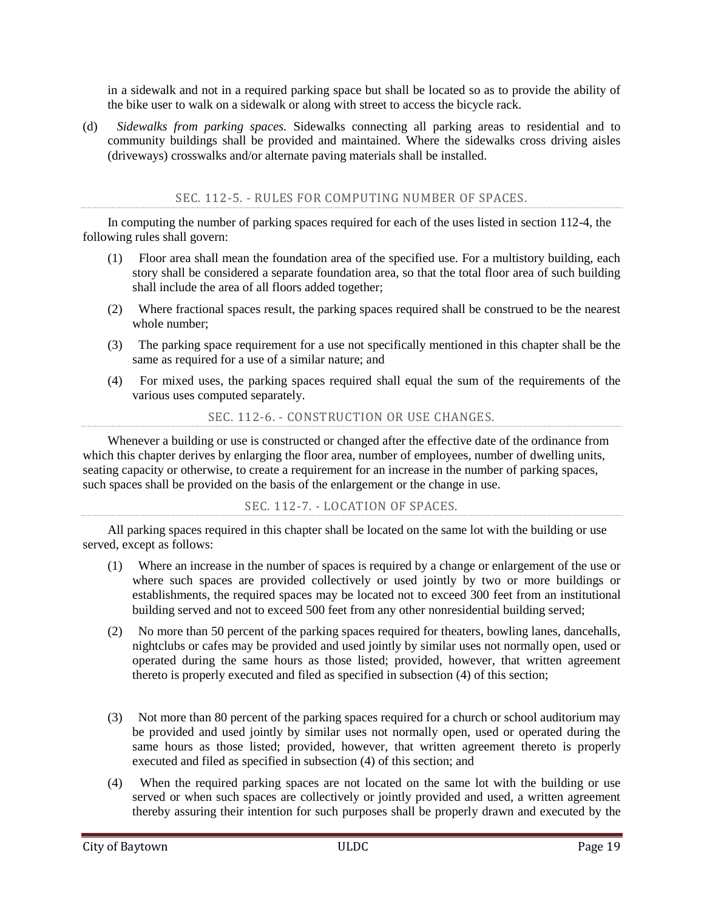in a sidewalk and not in a required parking space but shall be located so as to provide the ability of the bike user to walk on a sidewalk or along with street to access the bicycle rack.

(d) *Sidewalks from parking spaces.* Sidewalks connecting all parking areas to residential and to community buildings shall be provided and maintained. Where the sidewalks cross driving aisles (driveways) crosswalks and/or alternate paving materials shall be installed.

### SEC. 112-5. - RULES FOR COMPUTING NUMBER OF SPACES.

In computing the number of parking spaces required for each of the uses listed in section 112-4, the following rules shall govern:

(1) Floor area shall mean the foundation area of the specified use. For a multistory building, each story shall be considered a separate foundation area, so that the total floor area of such building shall include the area of all floors added together;

(2) Where fractional spaces result, the parking spaces required shall be construed to be the nearest whole number;

(3) The parking space requirement for a use not specifically mentioned in this chapter shall be the same as required for a use of a similar nature; and

(4) For mixed uses, the parking spaces required shall equal the sum of the requirements of the various uses computed separately.

### SEC. 112-6. - CONSTRUCTION OR USE CHANGES.

Whenever a building or use is constructed or changed after the effective date of the ordinance from which this chapter derives by enlarging the floor area, number of employees, number of dwelling units, seating capacity or otherwise, to create a requirement for an increase in the number of parking spaces, such spaces shall be provided on the basis of the enlargement or the change in use.

### SEC. 112-7. - LOCATION OF SPACES.

All parking spaces required in this chapter shall be located on the same lot with the building or use served, except as follows:

(1) Where an increase in the number of spaces is required by a change or enlargement of the use or where such spaces are provided collectively or used jointly by two or more buildings or establishments, the required spaces may be located not to exceed 300 feet from an institutional building served and not to exceed 500 feet from any other nonresidential building served;

(2) No more than 50 percent of the parking spaces required for theaters, bowling lanes, dancehalls, nightclubs or cafes may be provided and used jointly by similar uses not normally open, used or operated during the same hours as those listed; provided, however, that written agreement thereto is properly executed and filed as specified in subsection (4) of this section;

(3) Not more than 80 percent of the parking spaces required for a church or school auditorium may be provided and used jointly by similar uses not normally open, used or operated during the same hours as those listed; provided, however, that written agreement thereto is properly executed and filed as specified in subsection (4) of this section; and

(4) When the required parking spaces are not located on the same lot with the building or use served or when such spaces are collectively or jointly provided and used, a written agreement thereby assuring their intention for such purposes shall be properly drawn and executed by the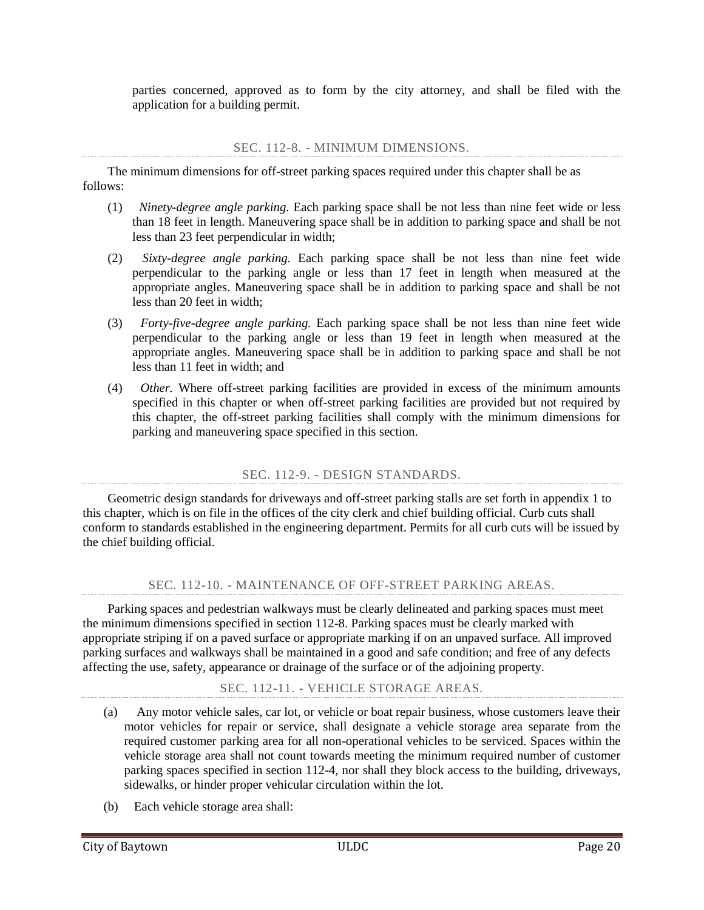parties concerned, approved as to form by the city attorney, and shall be filed with the application for a building permit.

### SEC. 112-8. - MINIMUM DIMENSIONS.

The minimum dimensions for off-street parking spaces required under this chapter shall be as follows:

(1) *Ninety-degree angle parking.* Each parking space shall be not less than nine feet wide or less than 18 feet in length. Maneuvering space shall be in addition to parking space and shall be not less than 23 feet perpendicular in width;

(2) *Sixty-degree angle parking.* Each parking space shall be not less than nine feet wide perpendicular to the parking angle or less than 17 feet in length when measured at the appropriate angles. Maneuvering space shall be in addition to parking space and shall be not less than 20 feet in width;

(3) *Forty-five-degree angle parking.* Each parking space shall be not less than nine feet wide perpendicular to the parking angle or less than 19 feet in length when measured at the appropriate angles. Maneuvering space shall be in addition to parking space and shall be not less than 11 feet in width; and

(4) *Other.* Where off-street parking facilities are provided in excess of the minimum amounts specified in this chapter or when off-street parking facilities are provided but not required by this chapter, the off-street parking facilities shall comply with the minimum dimensions for parking and maneuvering space specified in this section.

### SEC. 112-9. - DESIGN STANDARDS.

Geometric design standards for driveways and off-street parking stalls are set forth in appendix 1 to this chapter, which is on file in the offices of the city clerk and chief building official. Curb cuts shall conform to standards established in the engineering department. Permits for all curb cuts will be issued by the chief building official.

### SEC. 112-10. - MAINTENANCE OF OFF-STREET PARKING AREAS.

Parking spaces and pedestrian walkways must be clearly delineated and parking spaces must meet the minimum dimensions specified in section 112-8. Parking spaces must be clearly marked with appropriate striping if on a paved surface or appropriate marking if on an unpaved surface. All improved parking surfaces and walkways shall be maintained in a good and safe condition; and free of any defects affecting the use, safety, appearance or drainage of the surface or of the adjoining property.

### SEC. 112-11. - VEHICLE STORAGE AREAS.

(a) Any motor vehicle sales, car lot, or vehicle or boat repair business, whose customers leave their motor vehicles for repair or service, shall designate a vehicle storage area separate from the required customer parking area for all non-operational vehicles to be serviced. Spaces within the vehicle storage area shall not count towards meeting the minimum required number of customer parking spaces specified in section 112-4, nor shall they block access to the building, driveways, sidewalks, or hinder proper vehicular circulation within the lot.

(b) Each vehicle storage area shall: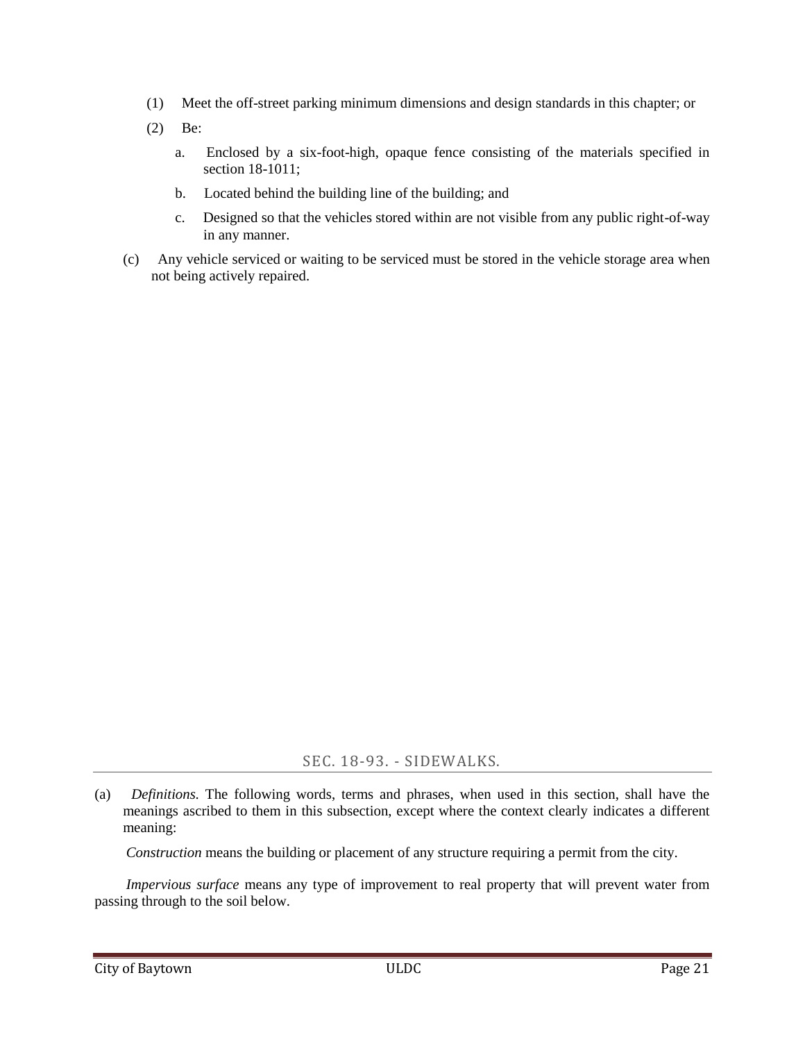(1) Meet the off-street parking minimum dimensions and design standards in this chapter; or

(2) Be:

a. Enclosed by a six-foot-high, opaque fence consisting of the materials specified in section 18-1011;

b. Located behind the building line of the building; and

c. Designed so that the vehicles stored within are not visible from any public right-of-way in any manner.

(c) Any vehicle serviced or waiting to be serviced must be stored in the vehicle storage area when not being actively repaired.

## SEC. 18-93. - SIDEWALKS.

(a) *Definitions.* The following words, terms and phrases, when used in this section, shall have the meanings ascribed to them in this subsection, except where the context clearly indicates a different meaning:

*Construction* means the building or placement of any structure requiring a permit from the city.

*Impervious surface* means any type of improvement to real property that will prevent water from passing through to the soil below.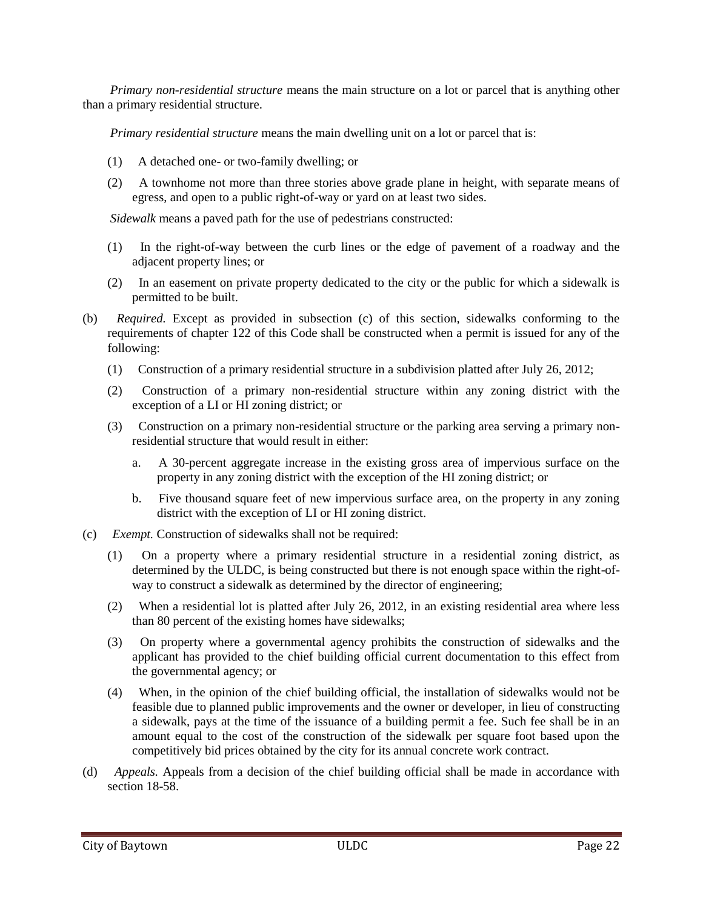*Primary non-residential structure* means the main structure on a lot or parcel that is anything other than a primary residential structure.

*Primary residential structure* means the main dwelling unit on a lot or parcel that is:

(1) A detached one- or two-family dwelling; or

(2) A townhome not more than three stories above grade plane in height, with separate means of egress, and open to a public right-of-way or yard on at least two sides.

*Sidewalk* means a paved path for the use of pedestrians constructed:

(1) In the right-of-way between the curb lines or the edge of pavement of a roadway and the adjacent property lines; or

(2) In an easement on private property dedicated to the city or the public for which a sidewalk is permitted to be built.

(b) *Required.* Except as provided in subsection (c) of this section, sidewalks conforming to the requirements of chapter 122 of this Code shall be constructed when a permit is issued for any of the following:

(1) Construction of a primary residential structure in a subdivision platted after July 26, 2012;

(2) Construction of a primary non-residential structure within any zoning district with the exception of a LI or HI zoning district; or

(3) Construction on a primary non-residential structure or the parking area serving a primary non-residential structure that would result in either:

a. A 30-percent aggregate increase in the existing gross area of impervious surface on the property in any zoning district with the exception of the HI zoning district; or

b. Five thousand square feet of new impervious surface area, on the property in any zoning district with the exception of LI or HI zoning district.

(c) *Exempt.* Construction of sidewalks shall not be required:

(1) On a property where a primary residential structure in a residential zoning district, as determined by the ULDC, is being constructed but there is not enough space within the right-of-way to construct a sidewalk as determined by the director of engineering;

(2) When a residential lot is platted after July 26, 2012, in an existing residential area where less than 80 percent of the existing homes have sidewalks;

(3) On property where a governmental agency prohibits the construction of sidewalks and the applicant has provided to the chief building official current documentation to this effect from the governmental agency; or

(4) When, in the opinion of the chief building official, the installation of sidewalks would not be feasible due to planned public improvements and the owner or developer, in lieu of constructing a sidewalk, pays at the time of the issuance of a building permit a fee. Such fee shall be in an amount equal to the cost of the construction of the sidewalk per square foot based upon the competitively bid prices obtained by the city for its annual concrete work contract.

(d) *Appeals.* Appeals from a decision of the chief building official shall be made in accordance with section 18-58.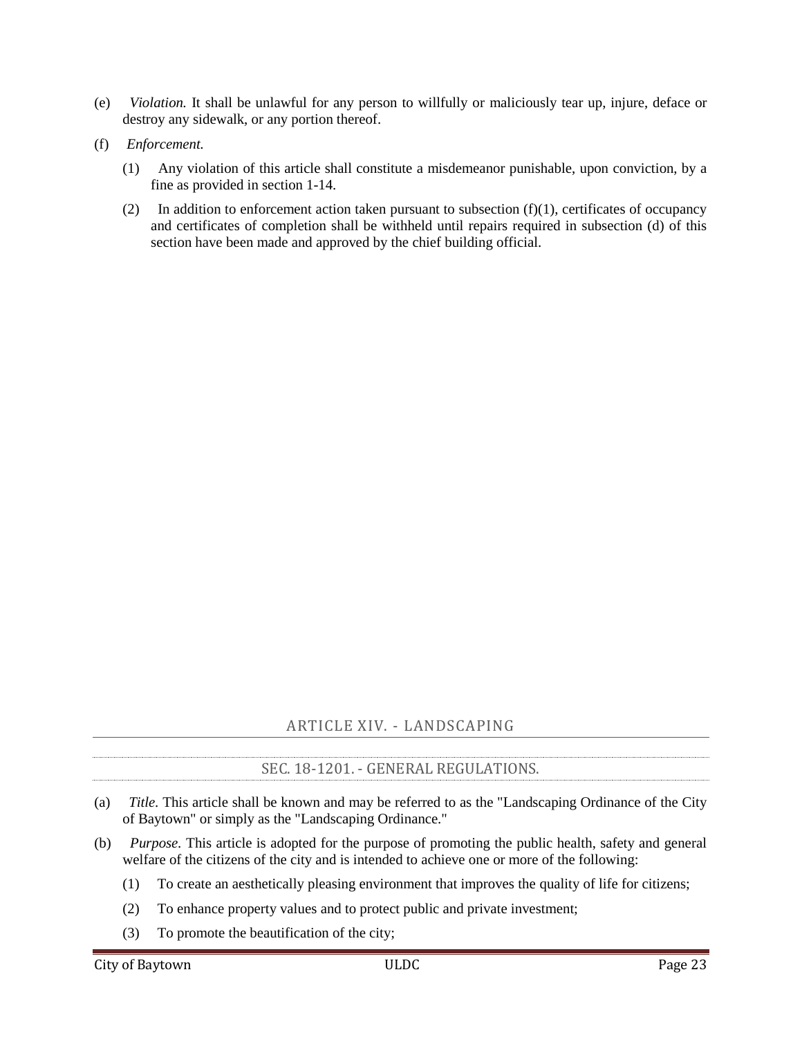(e) *Violation.* It shall be unlawful for any person to willfully or maliciously tear up, injure, deface or destroy any sidewalk, or any portion thereof.

(f) *Enforcement.*

   (1) Any violation of this article shall constitute a misdemeanor punishable, upon conviction, by a fine as provided in section 1-14.

   (2) In addition to enforcement action taken pursuant to subsection (f)(1), certificates of occupancy and certificates of completion shall be withheld until repairs required in subsection (d) of this section have been made and approved by the chief building official.

## ARTICLE XIV. - LANDSCAPING

### SEC. 18-1201. - GENERAL REGULATIONS.

(a) *Title*. This article shall be known and may be referred to as the "Landscaping Ordinance of the City of Baytown" or simply as the "Landscaping Ordinance."

(b) *Purpose*. This article is adopted for the purpose of promoting the public health, safety and general welfare of the citizens of the city and is intended to achieve one or more of the following:

   (1) To create an aesthetically pleasing environment that improves the quality of life for citizens;

   (2) To enhance property values and to protect public and private investment;

   (3) To promote the beautification of the city;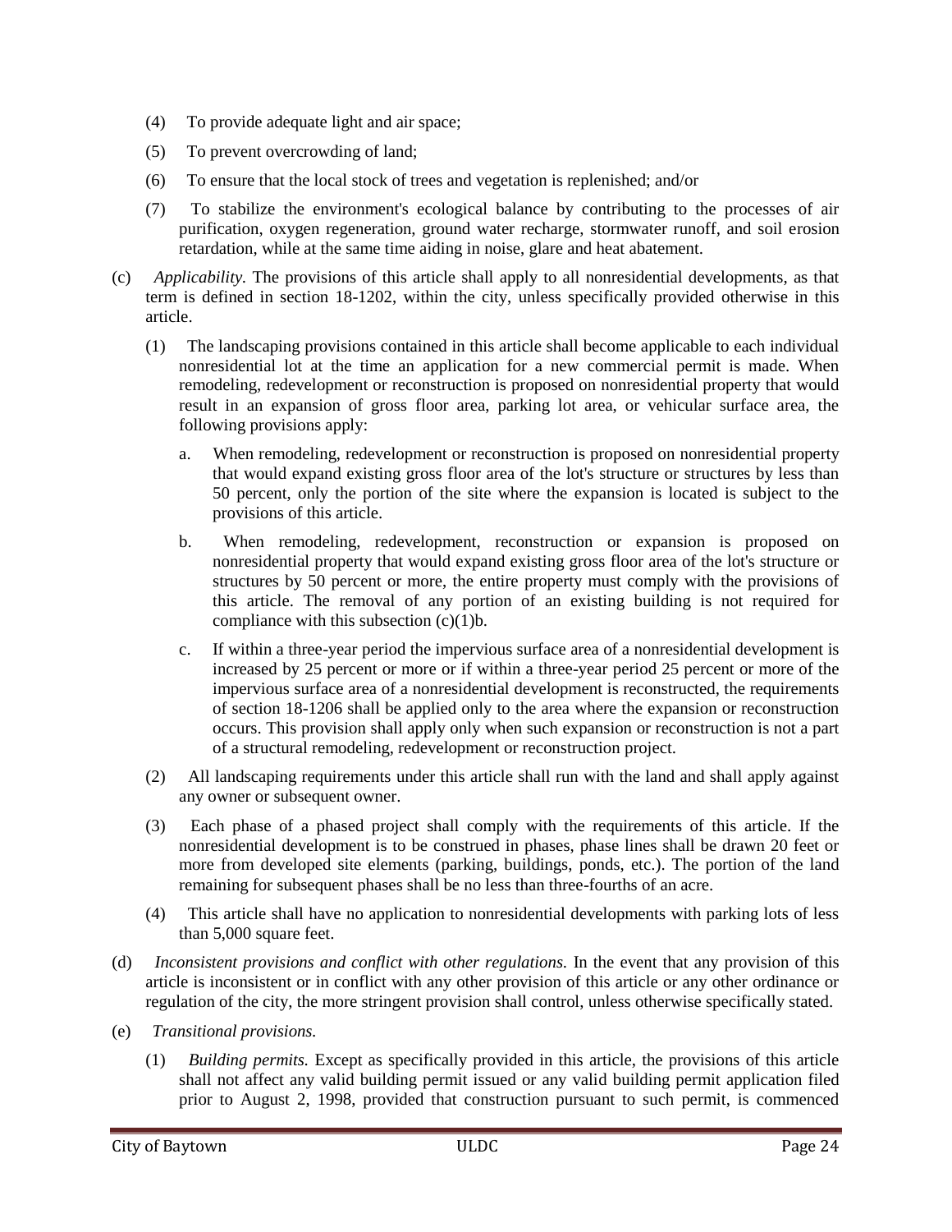(4) To provide adequate light and air space;

(5) To prevent overcrowding of land;

(6) To ensure that the local stock of trees and vegetation is replenished; and/or

(7) To stabilize the environment's ecological balance by contributing to the processes of air purification, oxygen regeneration, ground water recharge, stormwater runoff, and soil erosion retardation, while at the same time aiding in noise, glare and heat abatement.

(c) *Applicability.* The provisions of this article shall apply to all nonresidential developments, as that term is defined in section 18-1202, within the city, unless specifically provided otherwise in this article.

(1) The landscaping provisions contained in this article shall become applicable to each individual nonresidential lot at the time an application for a new commercial permit is made. When remodeling, redevelopment or reconstruction is proposed on nonresidential property that would result in an expansion of gross floor area, parking lot area, or vehicular surface area, the following provisions apply:

a. When remodeling, redevelopment or reconstruction is proposed on nonresidential property that would expand existing gross floor area of the lot's structure or structures by less than 50 percent, only the portion of the site where the expansion is located is subject to the provisions of this article.

b. When remodeling, redevelopment, reconstruction or expansion is proposed on nonresidential property that would expand existing gross floor area of the lot's structure or structures by 50 percent or more, the entire property must comply with the provisions of this article. The removal of any portion of an existing building is not required for compliance with this subsection (c)(1)b.

c. If within a three-year period the impervious surface area of a nonresidential development is increased by 25 percent or more or if within a three-year period 25 percent or more of the impervious surface area of a nonresidential development is reconstructed, the requirements of section 18-1206 shall be applied only to the area where the expansion or reconstruction occurs. This provision shall apply only when such expansion or reconstruction is not a part of a structural remodeling, redevelopment or reconstruction project.

(2) All landscaping requirements under this article shall run with the land and shall apply against any owner or subsequent owner.

(3) Each phase of a phased project shall comply with the requirements of this article. If the nonresidential development is to be construed in phases, phase lines shall be drawn 20 feet or more from developed site elements (parking, buildings, ponds, etc.). The portion of the land remaining for subsequent phases shall be no less than three-fourths of an acre.

(4) This article shall have no application to nonresidential developments with parking lots of less than 5,000 square feet.

(d) *Inconsistent provisions and conflict with other regulations.* In the event that any provision of this article is inconsistent or in conflict with any other provision of this article or any other ordinance or regulation of the city, the more stringent provision shall control, unless otherwise specifically stated.

(e) *Transitional provisions.*

(1) *Building permits.* Except as specifically provided in this article, the provisions of this article shall not affect any valid building permit issued or any valid building permit application filed prior to August 2, 1998, provided that construction pursuant to such permit, is commenced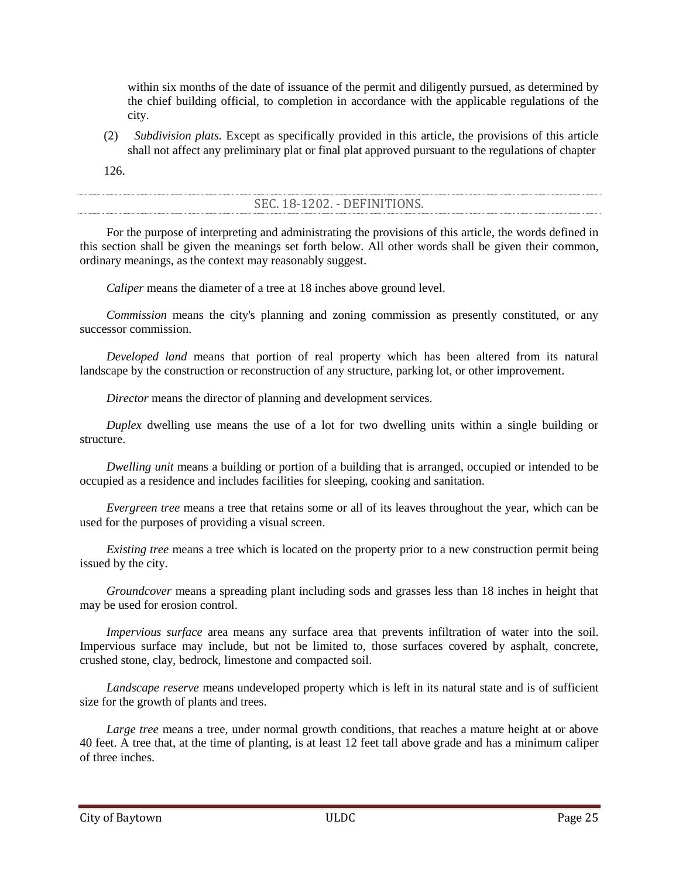within six months of the date of issuance of the permit and diligently pursued, as determined by the chief building official, to completion in accordance with the applicable regulations of the city.

(2) *Subdivision plats.* Except as specifically provided in this article, the provisions of this article shall not affect any preliminary plat or final plat approved pursuant to the regulations of chapter 126.

## SEC. 18-1202. - DEFINITIONS.

For the purpose of interpreting and administrating the provisions of this article, the words defined in this section shall be given the meanings set forth below. All other words shall be given their common, ordinary meanings, as the context may reasonably suggest.

*Caliper* means the diameter of a tree at 18 inches above ground level.

*Commission* means the city's planning and zoning commission as presently constituted, or any successor commission.

*Developed land* means that portion of real property which has been altered from its natural landscape by the construction or reconstruction of any structure, parking lot, or other improvement.

*Director* means the director of planning and development services.

*Duplex* dwelling use means the use of a lot for two dwelling units within a single building or structure.

*Dwelling unit* means a building or portion of a building that is arranged, occupied or intended to be occupied as a residence and includes facilities for sleeping, cooking and sanitation.

*Evergreen tree* means a tree that retains some or all of its leaves throughout the year, which can be used for the purposes of providing a visual screen.

*Existing tree* means a tree which is located on the property prior to a new construction permit being issued by the city.

*Groundcover* means a spreading plant including sods and grasses less than 18 inches in height that may be used for erosion control.

*Impervious surface* area means any surface area that prevents infiltration of water into the soil. Impervious surface may include, but not be limited to, those surfaces covered by asphalt, concrete, crushed stone, clay, bedrock, limestone and compacted soil.

*Landscape reserve* means undeveloped property which is left in its natural state and is of sufficient size for the growth of plants and trees.

*Large tree* means a tree, under normal growth conditions, that reaches a mature height at or above 40 feet. A tree that, at the time of planting, is at least 12 feet tall above grade and has a minimum caliper of three inches.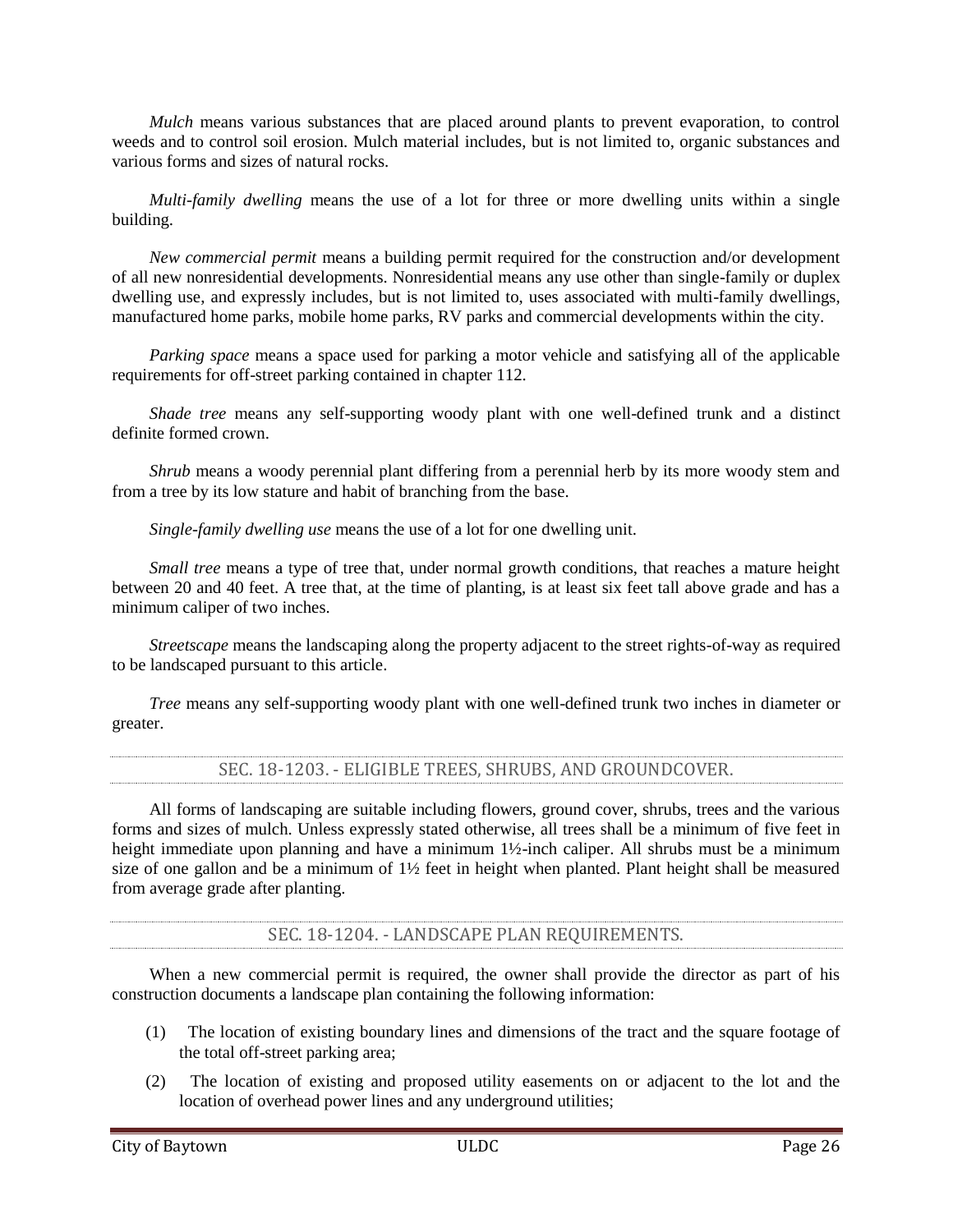*Mulch* means various substances that are placed around plants to prevent evaporation, to control weeds and to control soil erosion. Mulch material includes, but is not limited to, organic substances and various forms and sizes of natural rocks.

*Multi-family dwelling* means the use of a lot for three or more dwelling units within a single building.

*New commercial permit* means a building permit required for the construction and/or development of all new nonresidential developments. Nonresidential means any use other than single-family or duplex dwelling use, and expressly includes, but is not limited to, uses associated with multi-family dwellings, manufactured home parks, mobile home parks, RV parks and commercial developments within the city.

*Parking space* means a space used for parking a motor vehicle and satisfying all of the applicable requirements for off-street parking contained in chapter 112.

*Shade tree* means any self-supporting woody plant with one well-defined trunk and a distinct definite formed crown.

*Shrub* means a woody perennial plant differing from a perennial herb by its more woody stem and from a tree by its low stature and habit of branching from the base.

*Single-family dwelling use* means the use of a lot for one dwelling unit.

*Small tree* means a type of tree that, under normal growth conditions, that reaches a mature height between 20 and 40 feet. A tree that, at the time of planting, is at least six feet tall above grade and has a minimum caliper of two inches.

*Streetscape* means the landscaping along the property adjacent to the street rights-of-way as required to be landscaped pursuant to this article.

*Tree* means any self-supporting woody plant with one well-defined trunk two inches in diameter or greater.

## SEC. 18-1203. - ELIGIBLE TREES, SHRUBS, AND GROUNDCOVER.

All forms of landscaping are suitable including flowers, ground cover, shrubs, trees and the various forms and sizes of mulch. Unless expressly stated otherwise, all trees shall be a minimum of five feet in height immediate upon planning and have a minimum 1½-inch caliper. All shrubs must be a minimum size of one gallon and be a minimum of 1½ feet in height when planted. Plant height shall be measured from average grade after planting.

## SEC. 18-1204. - LANDSCAPE PLAN REQUIREMENTS.

When a new commercial permit is required, the owner shall provide the director as part of his construction documents a landscape plan containing the following information:

(1) The location of existing boundary lines and dimensions of the tract and the square footage of the total off-street parking area;

(2) The location of existing and proposed utility easements on or adjacent to the lot and the location of overhead power lines and any underground utilities;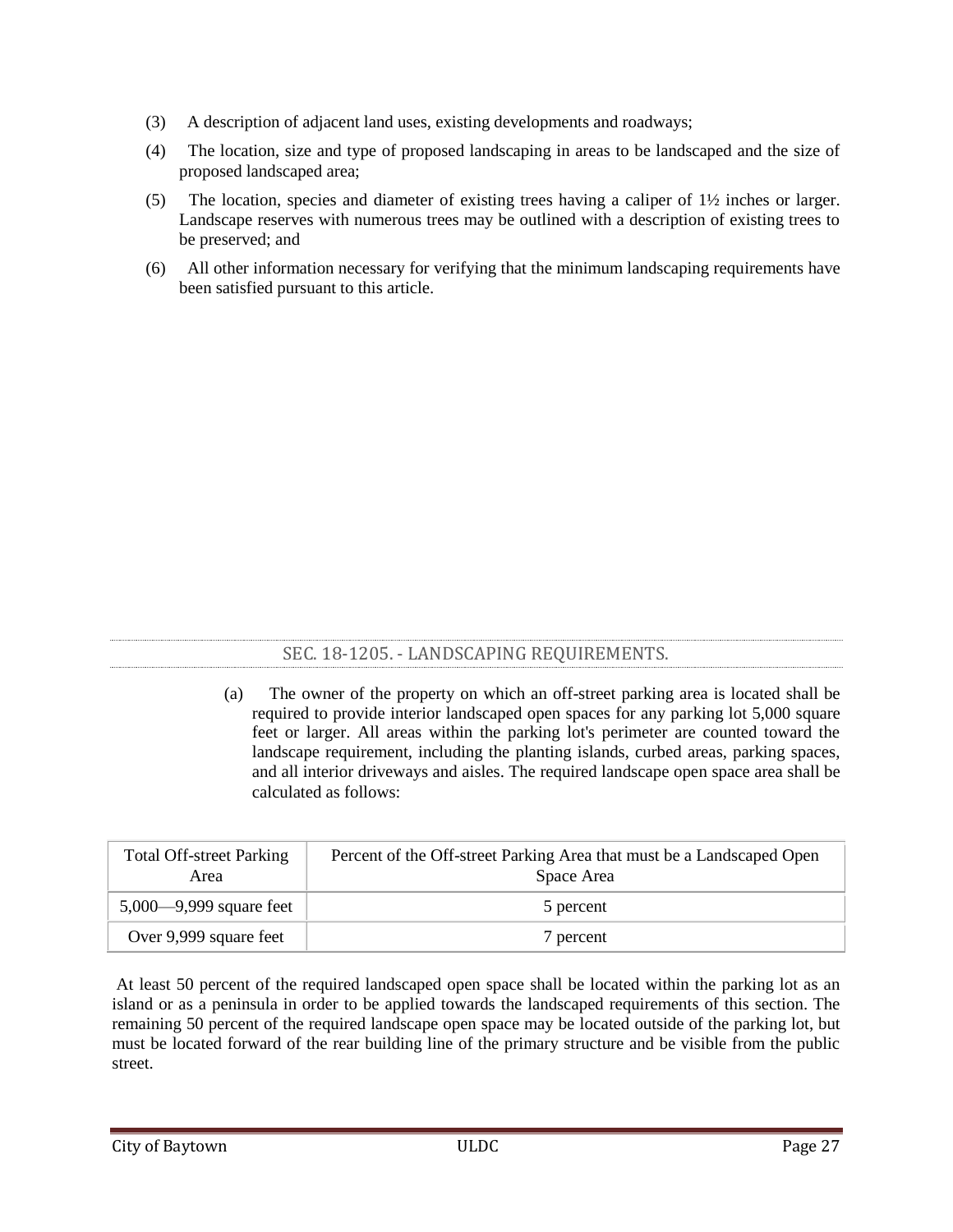(3) A description of adjacent land uses, existing developments and roadways;

(4) The location, size and type of proposed landscaping in areas to be landscaped and the size of proposed landscaped area;

(5) The location, species and diameter of existing trees having a caliper of 1½ inches or larger. Landscape reserves with numerous trees may be outlined with a description of existing trees to be preserved; and

(6) All other information necessary for verifying that the minimum landscaping requirements have been satisfied pursuant to this article.

## SEC. 18-1205. - LANDSCAPING REQUIREMENTS.

(a) The owner of the property on which an off-street parking area is located shall be required to provide interior landscaped open spaces for any parking lot 5,000 square feet or larger. All areas within the parking lot's perimeter are counted toward the landscape requirement, including the planting islands, curbed areas, parking spaces, and all interior driveways and aisles. The required landscape open space area shall be calculated as follows:

| Total Off-street Parking Area | Percent of the Off-street Parking Area that must be a Landscaped Open Space Area |
|---|---|
| 5,000—9,999 square feet | 5 percent |
| Over 9,999 square feet | 7 percent |

At least 50 percent of the required landscaped open space shall be located within the parking lot as an island or as a peninsula in order to be applied towards the landscaped requirements of this section. The remaining 50 percent of the required landscape open space may be located outside of the parking lot, but must be located forward of the rear building line of the primary structure and be visible from the public street.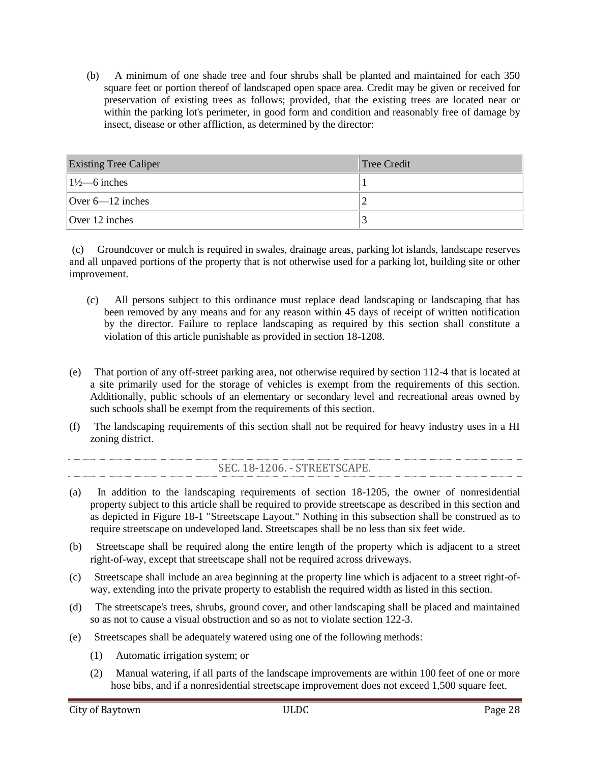(b) A minimum of one shade tree and four shrubs shall be planted and maintained for each 350 square feet or portion thereof of landscaped open space area. Credit may be given or received for preservation of existing trees as follows; provided, that the existing trees are located near or within the parking lot's perimeter, in good form and condition and reasonably free of damage by insect, disease or other affliction, as determined by the director:

| Existing Tree Caliper | Tree Credit |
|---|---|
| 1½—6 inches | 1 |
| Over 6—12 inches | 2 |
| Over 12 inches | 3 |

(c) Groundcover or mulch is required in swales, drainage areas, parking lot islands, landscape reserves and all unpaved portions of the property that is not otherwise used for a parking lot, building site or other improvement.

(c) All persons subject to this ordinance must replace dead landscaping or landscaping that has been removed by any means and for any reason within 45 days of receipt of written notification by the director. Failure to replace landscaping as required by this section shall constitute a violation of this article punishable as provided in section 18-1208.

(e) That portion of any off-street parking area, not otherwise required by section 112-4 that is located at a site primarily used for the storage of vehicles is exempt from the requirements of this section. Additionally, public schools of an elementary or secondary level and recreational areas owned by such schools shall be exempt from the requirements of this section.

(f) The landscaping requirements of this section shall not be required for heavy industry uses in a HI zoning district.

## SEC. 18-1206. - STREETSCAPE.

(a) In addition to the landscaping requirements of section 18-1205, the owner of nonresidential property subject to this article shall be required to provide streetscape as described in this section and as depicted in Figure 18-1 "Streetscape Layout." Nothing in this subsection shall be construed as to require streetscape on undeveloped land. Streetscapes shall be no less than six feet wide.

(b) Streetscape shall be required along the entire length of the property which is adjacent to a street right-of-way, except that streetscape shall not be required across driveways.

(c) Streetscape shall include an area beginning at the property line which is adjacent to a street right-of-way, extending into the private property to establish the required width as listed in this section.

(d) The streetscape's trees, shrubs, ground cover, and other landscaping shall be placed and maintained so as not to cause a visual obstruction and so as not to violate section 122-3.

(e) Streetscapes shall be adequately watered using one of the following methods:

(1) Automatic irrigation system; or

(2) Manual watering, if all parts of the landscape improvements are within 100 feet of one or more hose bibs, and if a nonresidential streetscape improvement does not exceed 1,500 square feet.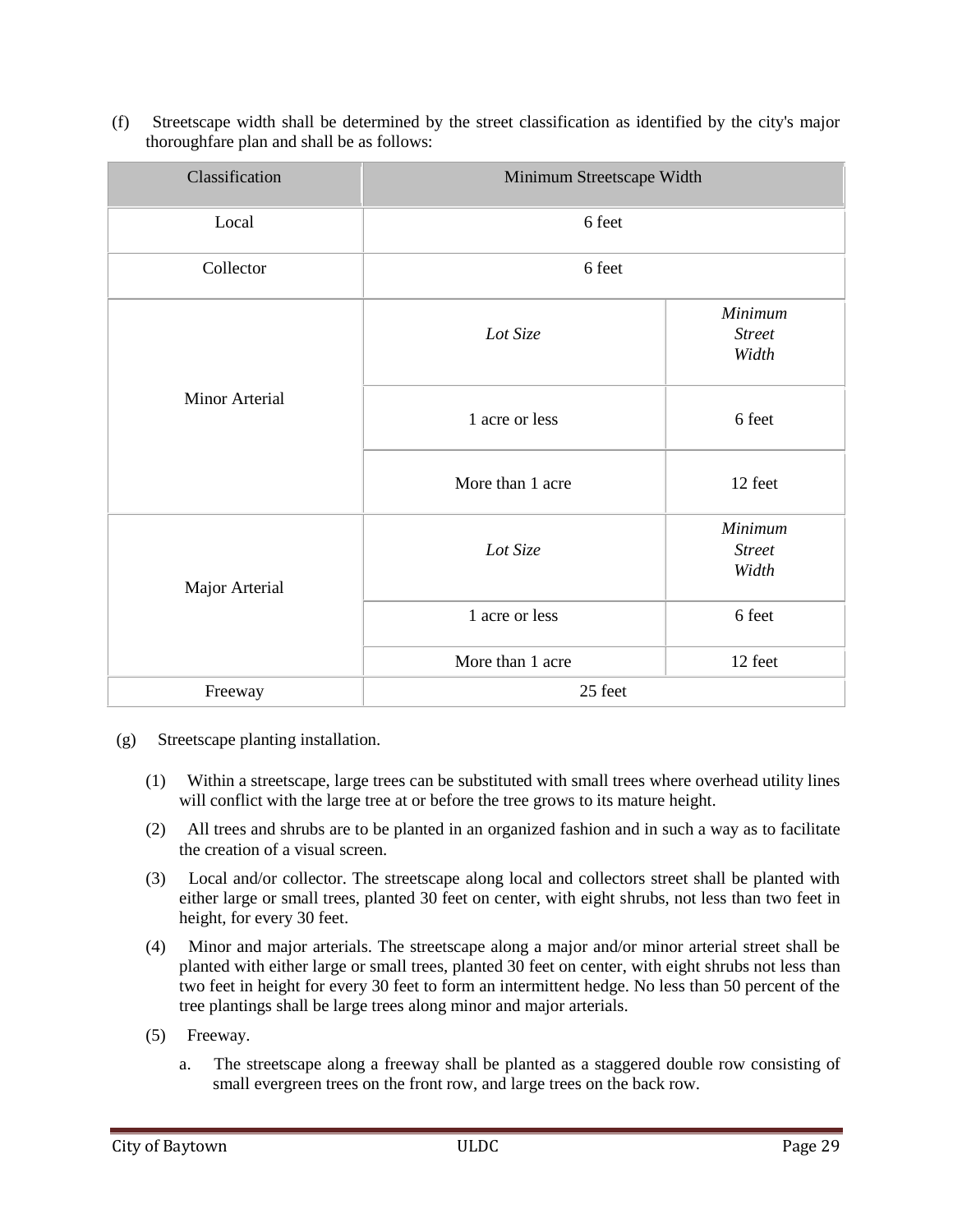(f) Streetscape width shall be determined by the street classification as identified by the city's major thoroughfare plan and shall be as follows:

| Classification | Minimum Streetscape Width | |
|---|---|---|
| Local | 6 feet | |
| Collector | 6 feet | |
| Minor Arterial | *Lot Size* | *Minimum Street Width* |
| | 1 acre or less | 6 feet |
| | More than 1 acre | 12 feet |
| Major Arterial | *Lot Size* | *Minimum Street Width* |
| | 1 acre or less | 6 feet |
| | More than 1 acre | 12 feet |
| Freeway | 25 feet | |

(g) Streetscape planting installation.

(1) Within a streetscape, large trees can be substituted with small trees where overhead utility lines will conflict with the large tree at or before the tree grows to its mature height.

(2) All trees and shrubs are to be planted in an organized fashion and in such a way as to facilitate the creation of a visual screen.

(3) Local and/or collector. The streetscape along local and collectors street shall be planted with either large or small trees, planted 30 feet on center, with eight shrubs, not less than two feet in height, for every 30 feet.

(4) Minor and major arterials. The streetscape along a major and/or minor arterial street shall be planted with either large or small trees, planted 30 feet on center, with eight shrubs not less than two feet in height for every 30 feet to form an intermittent hedge. No less than 50 percent of the tree plantings shall be large trees along minor and major arterials.

(5) Freeway.

a. The streetscape along a freeway shall be planted as a staggered double row consisting of small evergreen trees on the front row, and large trees on the back row.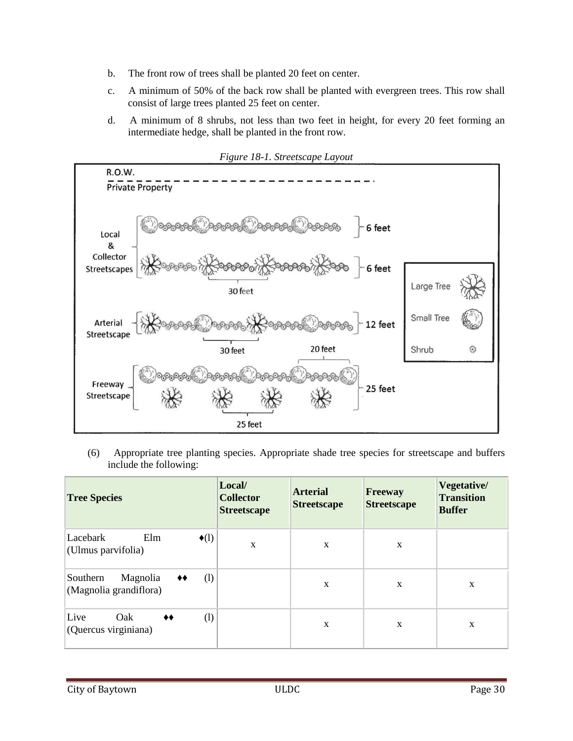b. The front row of trees shall be planted 20 feet on center.

c. A minimum of 50% of the back row shall be planted with evergreen trees. This row shall consist of large trees planted 25 feet on center.

d. A minimum of 8 shrubs, not less than two feet in height, for every 20 feet forming an intermediate hedge, shall be planted in the front row.

*Figure 18-1. Streetscape Layout*

(6) Appropriate tree planting species. Appropriate shade tree species for streetscape and buffers include the following:

| Tree Species | Local/ Collector Streetscape | Arterial Streetscape | Freeway Streetscape | Vegetative/ Transition Buffer |
|---|---|---|---|---|
| Lacebark Elm ♦(l) (Ulmus parvifolia) | x | x | x | |
| Southern Magnolia ♦♦ (l) (Magnolia grandiflora) | | x | x | x |
| Live Oak ♦♦ (l) (Quercus virginiana) | | x | x | x |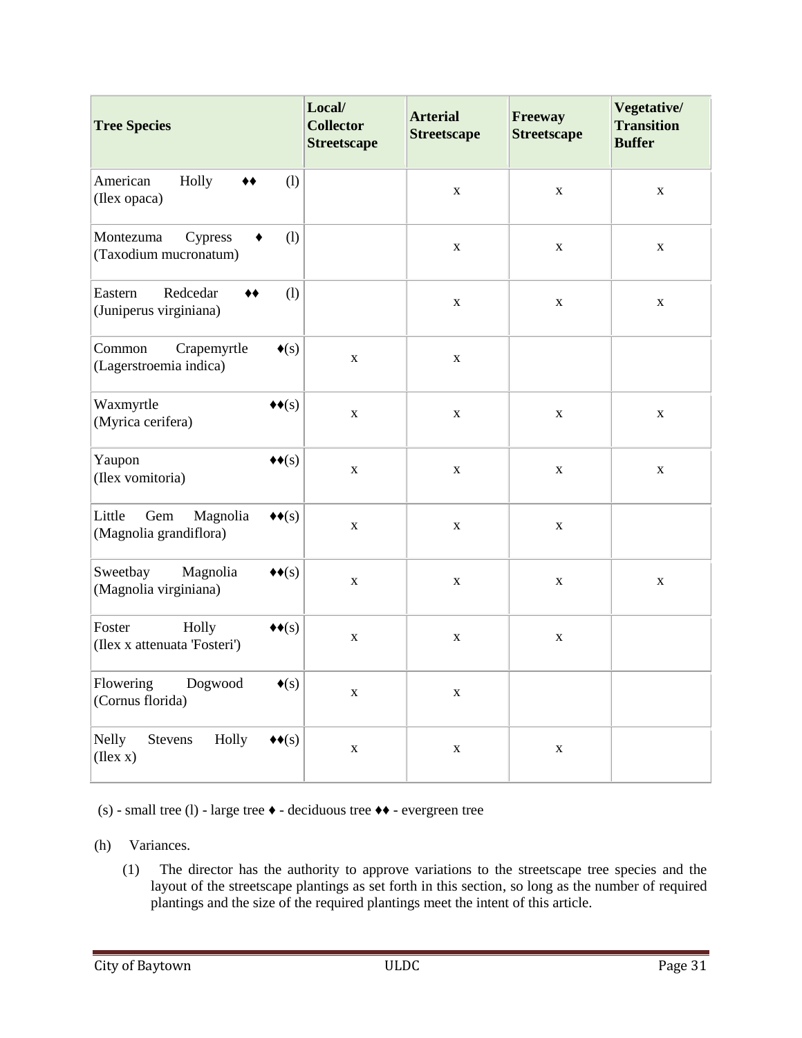| Tree Species | Local/ Collector Streetscape | Arterial Streetscape | Freeway Streetscape | Vegetative/ Transition Buffer |
|---|---|---|---|---|
| American Holly ♦♦ (l) (Ilex opaca) | | x | x | x |
| Montezuma Cypress ♦ (l) (Taxodium mucronatum) | | x | x | x |
| Eastern Redcedar ♦♦ (l) (Juniperus virginiana) | | x | x | x |
| Common Crapemyrtle ♦(s) (Lagerstroemia indica) | x | x | | |
| Waxmyrtle ♦♦(s) (Myrica cerifera) | x | x | x | x |
| Yaupon ♦♦(s) (Ilex vomitoria) | x | x | x | x |
| Little Gem Magnolia ♦♦(s) (Magnolia grandiflora) | x | x | x | |
| Sweetbay Magnolia ♦♦(s) (Magnolia virginiana) | x | x | x | x |
| Foster Holly ♦♦(s) (Ilex x attenuata 'Fosteri') | x | x | x | |
| Flowering Dogwood ♦(s) (Cornus florida) | x | x | | |
| Nelly Stevens Holly ♦♦(s) (Ilex x) | x | x | x | |

(s) - small tree (l) - large tree ♦ - deciduous tree ♦♦ - evergreen tree

(h) Variances.

(1) The director has the authority to approve variations to the streetscape tree species and the layout of the streetscape plantings as set forth in this section, so long as the number of required plantings and the size of the required plantings meet the intent of this article.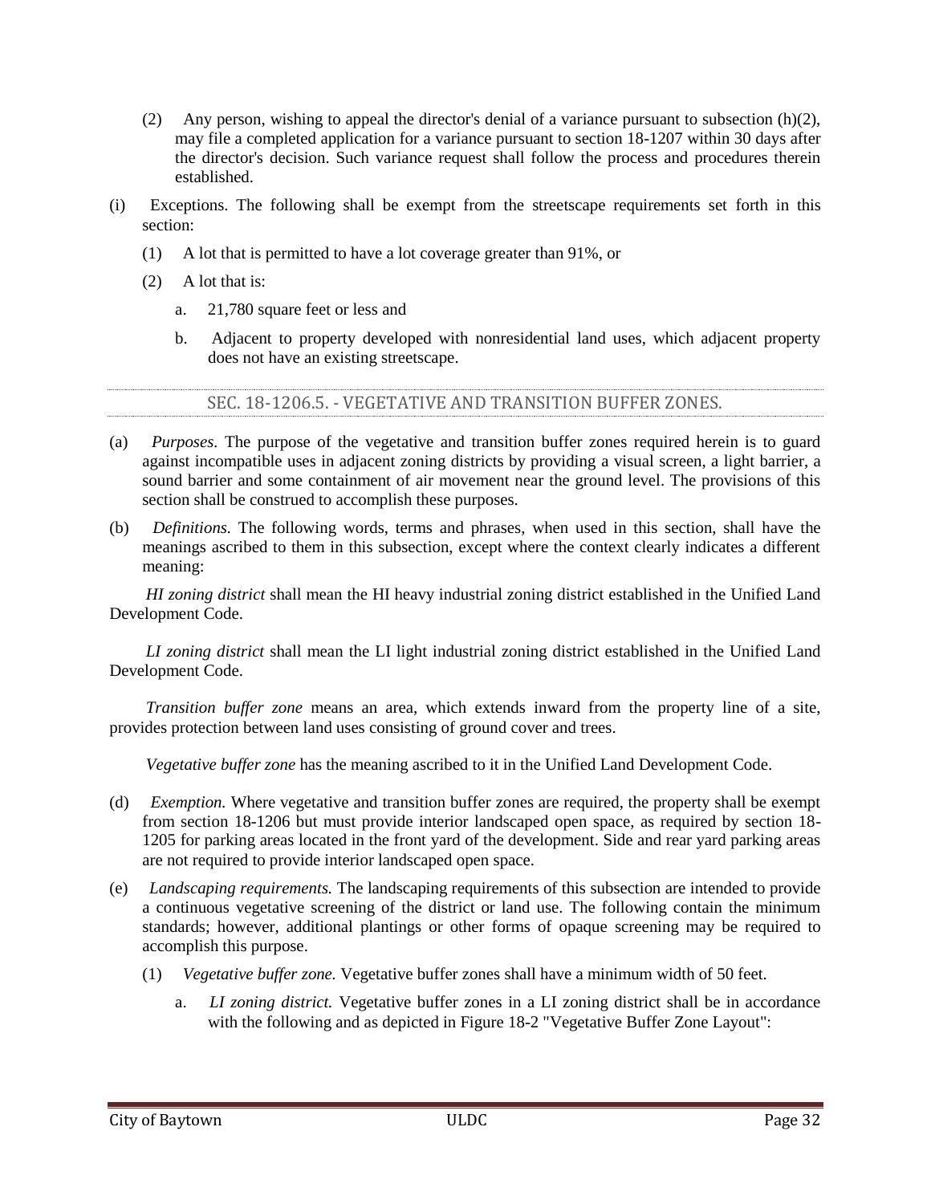(2) Any person, wishing to appeal the director's denial of a variance pursuant to subsection (h)(2), may file a completed application for a variance pursuant to section 18-1207 within 30 days after the director's decision. Such variance request shall follow the process and procedures therein established.

(i) Exceptions. The following shall be exempt from the streetscape requirements set forth in this section:

(1) A lot that is permitted to have a lot coverage greater than 91%, or

(2) A lot that is:

a. 21,780 square feet or less and

b. Adjacent to property developed with nonresidential land uses, which adjacent property does not have an existing streetscape.

## SEC. 18-1206.5. - VEGETATIVE AND TRANSITION BUFFER ZONES.

(a) *Purposes.* The purpose of the vegetative and transition buffer zones required herein is to guard against incompatible uses in adjacent zoning districts by providing a visual screen, a light barrier, a sound barrier and some containment of air movement near the ground level. The provisions of this section shall be construed to accomplish these purposes.

(b) *Definitions.* The following words, terms and phrases, when used in this section, shall have the meanings ascribed to them in this subsection, except where the context clearly indicates a different meaning:

*HI zoning district* shall mean the HI heavy industrial zoning district established in the Unified Land Development Code.

*LI zoning district* shall mean the LI light industrial zoning district established in the Unified Land Development Code.

*Transition buffer zone* means an area, which extends inward from the property line of a site, provides protection between land uses consisting of ground cover and trees.

*Vegetative buffer zone* has the meaning ascribed to it in the Unified Land Development Code.

(d) *Exemption.* Where vegetative and transition buffer zones are required, the property shall be exempt from section 18-1206 but must provide interior landscaped open space, as required by section 18-1205 for parking areas located in the front yard of the development. Side and rear yard parking areas are not required to provide interior landscaped open space.

(e) *Landscaping requirements.* The landscaping requirements of this subsection are intended to provide a continuous vegetative screening of the district or land use. The following contain the minimum standards; however, additional plantings or other forms of opaque screening may be required to accomplish this purpose.

(1) *Vegetative buffer zone.* Vegetative buffer zones shall have a minimum width of 50 feet.

a. *LI zoning district.* Vegetative buffer zones in a LI zoning district shall be in accordance with the following and as depicted in Figure 18-2 "Vegetative Buffer Zone Layout":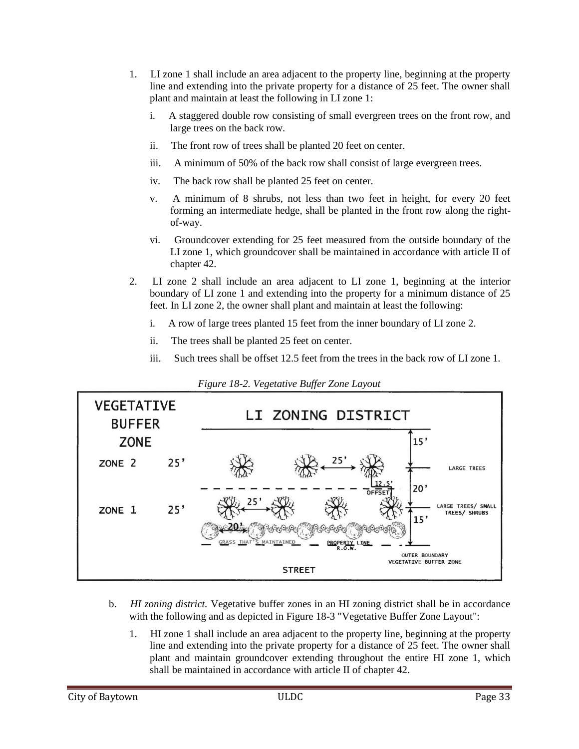1. LI zone 1 shall include an area adjacent to the property line, beginning at the property line and extending into the private property for a distance of 25 feet. The owner shall plant and maintain at least the following in LI zone 1:

   i. A staggered double row consisting of small evergreen trees on the front row, and large trees on the back row.

   ii. The front row of trees shall be planted 20 feet on center.

   iii. A minimum of 50% of the back row shall consist of large evergreen trees.

   iv. The back row shall be planted 25 feet on center.

   v. A minimum of 8 shrubs, not less than two feet in height, for every 20 feet forming an intermediate hedge, shall be planted in the front row along the right-of-way.

   vi. Groundcover extending for 25 feet measured from the outside boundary of the LI zone 1, which groundcover shall be maintained in accordance with article II of chapter 42.

2. LI zone 2 shall include an area adjacent to LI zone 1, beginning at the interior boundary of LI zone 1 and extending into the property for a minimum distance of 25 feet. In LI zone 2, the owner shall plant and maintain at least the following:

   i. A row of large trees planted 15 feet from the inner boundary of LI zone 2.

   ii. The trees shall be planted 25 feet on center.

   iii. Such trees shall be offset 12.5 feet from the trees in the back row of LI zone 1.

*Figure 18-2. Vegetative Buffer Zone Layout*

VEGETATIVE BUFFER ZONE

LI ZONING DISTRICT

ZONE 2 25'

ZONE 1 25'

15'

25'

LARGE TREES

12.5' OFFSET

20'

25'

LARGE TREES/ SMALL TREES/ SHRUBS

20'

15'

GRASS THAT'S MAINTAINED

PROPERTY LINE R.O.W.

OUTER BOUNDARY VEGETATIVE BUFFER ZONE

STREET

b. *HI zoning district.* Vegetative buffer zones in an HI zoning district shall be in accordance with the following and as depicted in Figure 18-3 "Vegetative Buffer Zone Layout":

   1. HI zone 1 shall include an area adjacent to the property line, beginning at the property line and extending into the private property for a distance of 25 feet. The owner shall plant and maintain groundcover extending throughout the entire HI zone 1, which shall be maintained in accordance with article II of chapter 42.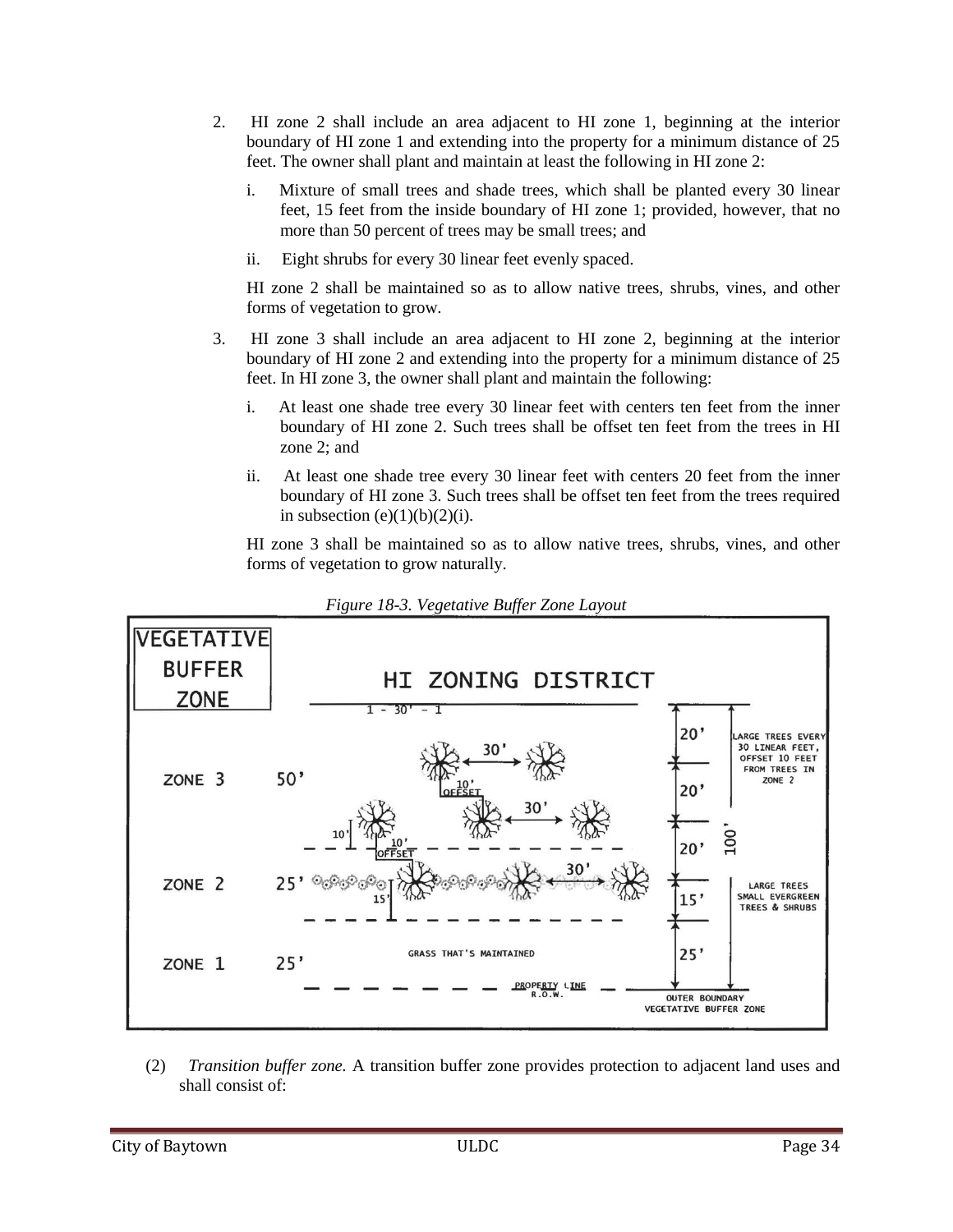2. HI zone 2 shall include an area adjacent to HI zone 1, beginning at the interior boundary of HI zone 1 and extending into the property for a minimum distance of 25 feet. The owner shall plant and maintain at least the following in HI zone 2:

   i. Mixture of small trees and shade trees, which shall be planted every 30 linear feet, 15 feet from the inside boundary of HI zone 1; provided, however, that no more than 50 percent of trees may be small trees; and

   ii. Eight shrubs for every 30 linear feet evenly spaced.

   HI zone 2 shall be maintained so as to allow native trees, shrubs, vines, and other forms of vegetation to grow.

3. HI zone 3 shall include an area adjacent to HI zone 2, beginning at the interior boundary of HI zone 2 and extending into the property for a minimum distance of 25 feet. In HI zone 3, the owner shall plant and maintain the following:

   i. At least one shade tree every 30 linear feet with centers ten feet from the inner boundary of HI zone 2. Such trees shall be offset ten feet from the trees in HI zone 2; and

   ii. At least one shade tree every 30 linear feet with centers 20 feet from the inner boundary of HI zone 3. Such trees shall be offset ten feet from the trees required in subsection (e)(1)(b)(2)(i).

   HI zone 3 shall be maintained so as to allow native trees, shrubs, vines, and other forms of vegetation to grow naturally.

*Figure 18-3. Vegetative Buffer Zone Layout*

VEGETATIVE BUFFER ZONE

HI ZONING DISTRICT

1 - 30' - 1

ZONE 3 50'

ZONE 2 25'

ZONE 1 25'

30'

10' OFFSET

30'

10'

10' OFFSET

30'

15'

GRASS THAT'S MAINTAINED

PROPERTY LINE R.O.W.

20'

20'

20'

15'

25'

100'

LARGE TREES EVERY 30 LINEAR FEET, OFFSET 10 FEET FROM TREES IN ZONE 2

LARGE TREES SMALL EVERGREEN TREES & SHRUBS

OUTER BOUNDARY VEGETATIVE BUFFER ZONE

(2) *Transition buffer zone.* A transition buffer zone provides protection to adjacent land uses and shall consist of: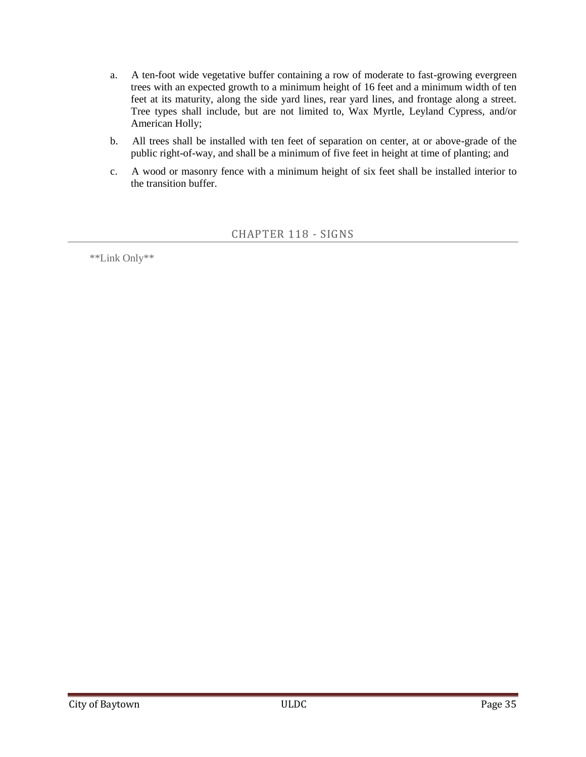a. A ten-foot wide vegetative buffer containing a row of moderate to fast-growing evergreen trees with an expected growth to a minimum height of 16 feet and a minimum width of ten feet at its maturity, along the side yard lines, rear yard lines, and frontage along a street. Tree types shall include, but are not limited to, Wax Myrtle, Leyland Cypress, and/or American Holly;

b. All trees shall be installed with ten feet of separation on center, at or above-grade of the public right-of-way, and shall be a minimum of five feet in height at time of planting; and

c. A wood or masonry fence with a minimum height of six feet shall be installed interior to the transition buffer.

## CHAPTER 118 - SIGNS

**Link Only**